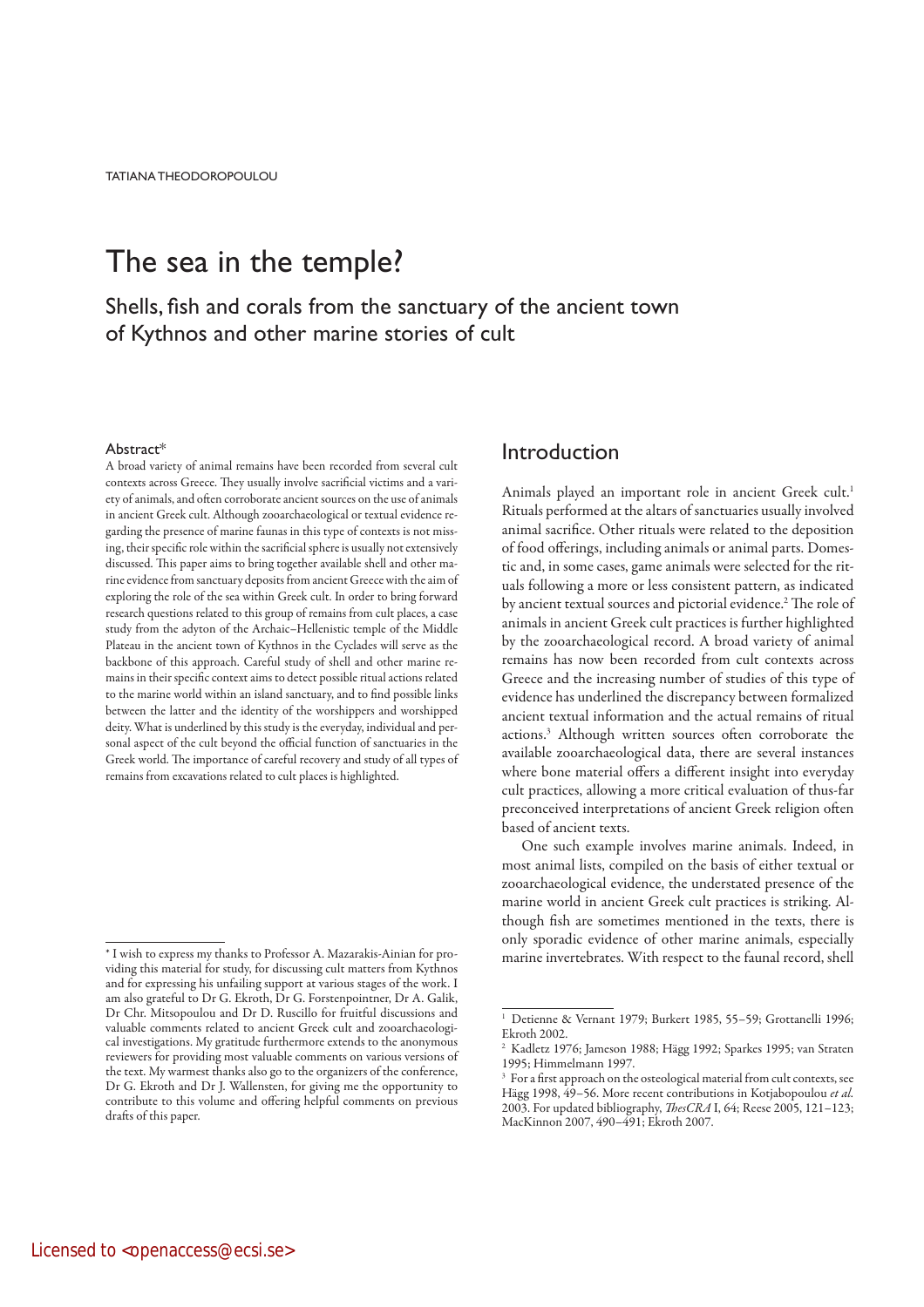TATIANA THEODOROPOULOU

# The sea in the temple?

## Shells, fish and corals from the sanctuary of the ancient town of Kythnos and other marine stories of cult

### Abstract*

A broad variety of animal remains have been recorded from several cult contexts across Greece. They usually involve sacrificial victims and a variety of animals, and often corroborate ancient sources on the use of animals in ancient Greek cult. Although zooarchaeological or textual evidence regarding the presence of marine faunas in this type of contexts is not missing, their specific role within the sacrificial sphere is usually not extensively discussed. This paper aims to bring together available shell and other marine evidence from sanctuary deposits from ancient Greece with the aim of exploring the role of the sea within Greek cult. In order to bring forward research questions related to this group of remains from cult places, a case study from the adyton of the Archaic–Hellenistic temple of the Middle Plateau in the ancient town of Kythnos in the Cyclades will serve as the backbone of this approach. Careful study of shell and other marine remains in their specific context aims to detect possible ritual actions related to the marine world within an island sanctuary, and to find possible links between the latter and the identity of the worshippers and worshipped deity. What is underlined by this study is the everyday, individual and personal aspect of the cult beyond the official function of sanctuaries in the Greek world. The importance of careful recovery and study of all types of remains from excavations related to cult places is highlighted.

## Introduction

Animals played an important role in ancient Greek cult.[1] Rituals performed at the altars of sanctuaries usually involved animal sacrifice. Other rituals were related to the deposition of food offerings, including animals or animal parts. Domestic and, in some cases, game animals were selected for the rituals following a more or less consistent pattern, as indicated by ancient textual sources and pictorial evidence.[2] The role of animals in ancient Greek cult practices is further highlighted by the zooarchaeological record. A broad variety of animal remains has now been recorded from cult contexts across Greece and the increasing number of studies of this type of evidence has underlined the discrepancy between formalized ancient textual information and the actual remains of ritual actions.[3] Although written sources often corroborate the available zooarchaeological data, there are several instances where bone material offers a different insight into everyday cult practices, allowing a more critical evaluation of thus-far preconceived interpretations of ancient Greek religion often based of ancient texts.

One such example involves marine animals. Indeed, in most animal lists, compiled on the basis of either textual or zooarchaeological evidence, the understated presence of the marine world in ancient Greek cult practices is striking. Although fish are sometimes mentioned in the texts, there is only sporadic evidence of other marine animals, especially marine invertebrates. With respect to the faunal record, shell

---

\* I wish to express my thanks to Professor A. Mazarakis-Ainian for providing this material for study, for discussing cult matters from Kythnos and for expressing his unfailing support at various stages of the work. I am also grateful to Dr G. Ekroth, Dr G. Forstenpointner, Dr A. Galik, Dr Chr. Mitsopoulou and Dr D. Ruscillo for fruitful discussions and valuable comments related to ancient Greek cult and zooarchaeological investigations. My gratitude furthermore extends to the anonymous reviewers for providing most valuable comments on various versions of the text. My warmest thanks also go to the organizers of the conference, Dr G. Ekroth and Dr J. Wallensten, for giving me the opportunity to contribute to this volume and offering helpful comments on previous drafts of this paper.

[1] Detienne & Vernant 1979; Burkert 1985, 55–59; Grottanelli 1996; Ekroth 2002.

[2] Kadletz 1976; Jameson 1988; Hägg 1992; Sparkes 1995; van Straten 1995; Himmelmann 1997.

[3] For a first approach on the osteological material from cult contexts, see Hägg 1998, 49–56. More recent contributions in Kotjabopoulou *et al.* 2003. For updated bibliography, *ThesCRA* I, 64; Reese 2005, 121–123; MacKinnon 2007, 490–491; Ekroth 2007.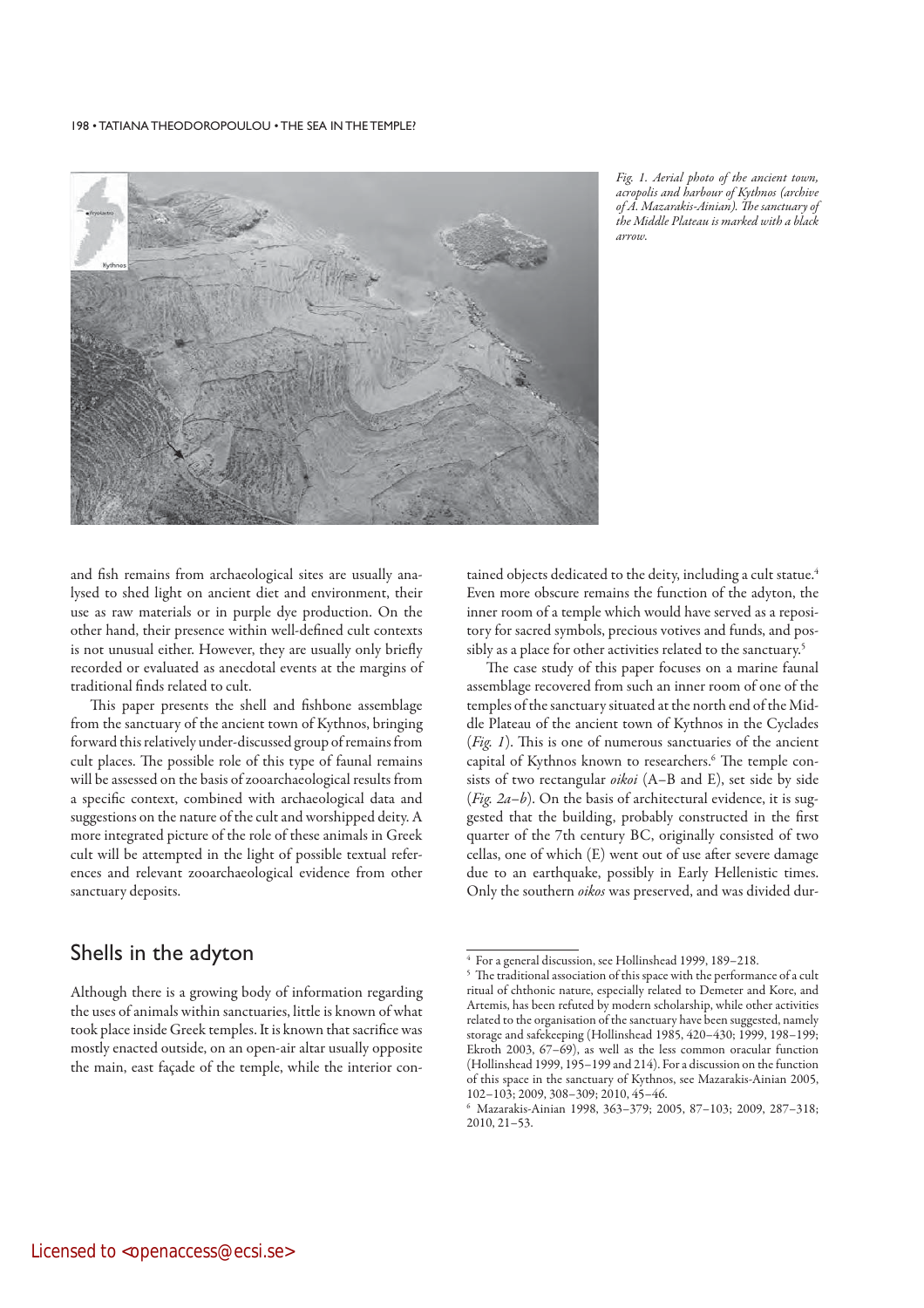Fig. 1. Aerial photo of the ancient town, acropolis and harbour of Kythnos (archive of A. Mazarakis-Ainian). The sanctuary of the Middle Plateau is marked with a black arrow.

and fish remains from archaeological sites are usually analysed to shed light on ancient diet and environment, their use as raw materials or in purple dye production. On the other hand, their presence within well-defined cult contexts is not unusual either. However, they are usually only briefly recorded or evaluated as anecdotal events at the margins of traditional finds related to cult.

This paper presents the shell and fishbone assemblage from the sanctuary of the ancient town of Kythnos, bringing forward this relatively under-discussed group of remains from cult places. The possible role of this type of faunal remains will be assessed on the basis of zooarchaeological results from a specific context, combined with archaeological data and suggestions on the nature of the cult and worshipped deity. A more integrated picture of the role of these animals in Greek cult will be attempted in the light of possible textual references and relevant zooarchaeological evidence from other sanctuary deposits.

## Shells in the adyton

Although there is a growing body of information regarding the uses of animals within sanctuaries, little is known of what took place inside Greek temples. It is known that sacrifice was mostly enacted outside, on an open-air altar usually opposite the main, east façade of the temple, while the interior contained objects dedicated to the deity, including a cult statue.[4] Even more obscure remains the function of the adyton, the inner room of a temple which would have served as a repository for sacred symbols, precious votives and funds, and possibly as a place for other activities related to the sanctuary.[5]

The case study of this paper focuses on a marine faunal assemblage recovered from such an inner room of one of the temples of the sanctuary situated at the north end of the Middle Plateau of the ancient town of Kythnos in the Cyclades (*Fig. 1*). This is one of numerous sanctuaries of the ancient capital of Kythnos known to researchers.[6] The temple consists of two rectangular *oikoi* (A–B and E), set side by side (*Fig. 2a–b*). On the basis of architectural evidence, it is suggested that the building, probably constructed in the first quarter of the 7th century BC, originally consisted of two cellas, one of which (E) went out of use after severe damage due to an earthquake, possibly in Early Hellenistic times. Only the southern *oikos* was preserved, and was divided dur-

---

[4] For a general discussion, see Hollinshead 1999, 189–218.

[5] The traditional association of this space with the performance of a cult ritual of chthonic nature, especially related to Demeter and Kore, and Artemis, has been refuted by modern scholarship, while other activities related to the organisation of the sanctuary have been suggested, namely storage and safekeeping (Hollinshead 1985, 420–430; 1999, 198–199; Ekroth 2003, 67–69), as well as the less common oracular function (Hollinshead 1999, 195–199 and 214). For a discussion on the function of this space in the sanctuary of Kythnos, see Mazarakis-Ainian 2005, 102–103; 2009, 308–309; 2010, 45–46.

[6] Mazarakis-Ainian 1998, 363–379; 2005, 87–103; 2009, 287–318; 2010, 21–53.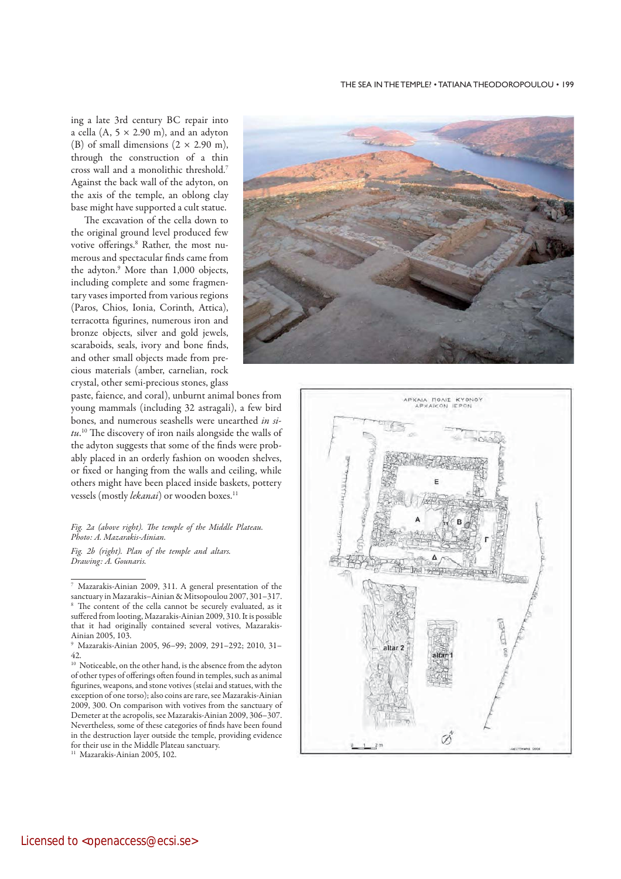ing a late 3rd century BC repair into a cella (A, 5 × 2.90 m), and an adyton (B) of small dimensions (2 × 2.90 m), through the construction of a thin cross wall and a monolithic threshold.[7] Against the back wall of the adyton, on the axis of the temple, an oblong clay base might have supported a cult statue.

The excavation of the cella down to the original ground level produced few votive offerings.[8] Rather, the most numerous and spectacular finds came from the adyton.[9] More than 1,000 objects, including complete and some fragmentary vases imported from various regions (Paros, Chios, Ionia, Corinth, Attica), terracotta figurines, numerous iron and bronze objects, silver and gold jewels, scaraboids, seals, ivory and bone finds, and other small objects made from precious materials (amber, carnelian, rock crystal, other semi-precious stones, glass paste, faience, and coral), unburnt animal bones from young mammals (including 32 astragali), a few bird bones, and numerous seashells were unearthed *in situ*.[10] The discovery of iron nails alongside the walls of the adyton suggests that some of the finds were probably placed in an orderly fashion on wooden shelves, or fixed or hanging from the walls and ceiling, while others might have been placed inside baskets, pottery vessels (mostly *lekanai*) or wooden boxes.[11]

*Fig. 2a (above right). The temple of the Middle Plateau. Photo: A. Mazarakis-Ainian.*

*Fig. 2b (right). Plan of the temple and altars. Drawing: A. Gounaris.*

---

[7] Mazarakis-Ainian 2009, 311. A general presentation of the sanctuary in Mazarakis–Ainian & Mitsopoulou 2007, 301–317.

[8] The content of the cella cannot be securely evaluated, as it suffered from looting, Mazarakis-Ainian 2009, 310. It is possible that it had originally contained several votives, Mazarakis-Ainian 2005, 103.

[9] Mazarakis-Ainian 2005, 96–99; 2009, 291–292; 2010, 31–42.

[10] Noticeable, on the other hand, is the absence from the adyton of other types of offerings often found in temples, such as animal figurines, weapons, and stone votives (stelai and statues, with the exception of one torso); also coins are rare, see Mazarakis-Ainian 2009, 300. On comparison with votives from the sanctuary of Demeter at the acropolis, see Mazarakis-Ainian 2009, 306–307. Nevertheless, some of these categories of finds have been found in the destruction layer outside the temple, providing evidence for their use in the Middle Plateau sanctuary.

[11] Mazarakis-Ainian 2005, 102.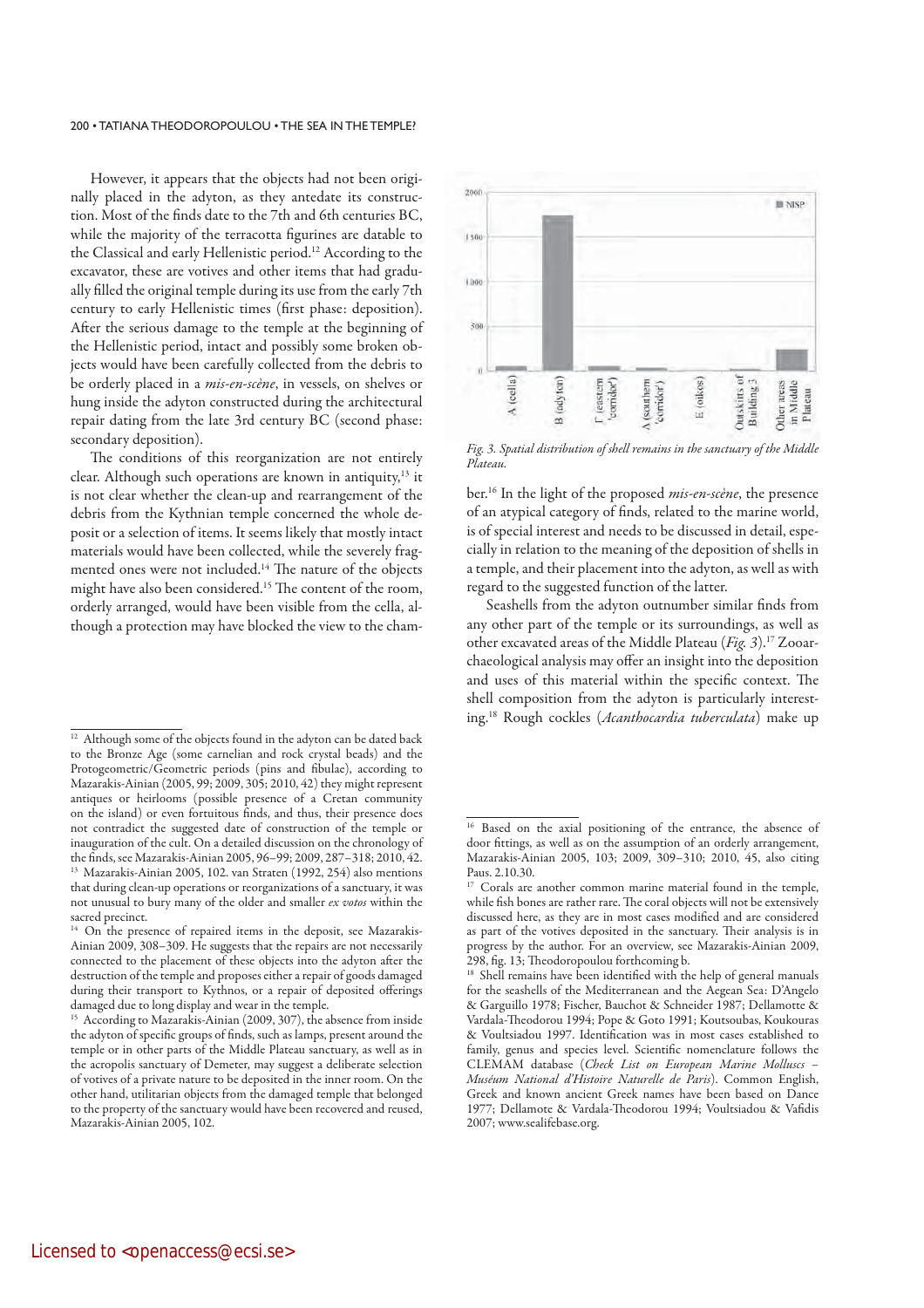However, it appears that the objects had not been originally placed in the adyton, as they antedate its construction. Most of the finds date to the 7th and 6th centuries BC, while the majority of the terracotta figurines are datable to the Classical and early Hellenistic period.[12] According to the excavator, these are votives and other items that had gradually filled the original temple during its use from the early 7th century to early Hellenistic times (first phase: deposition). After the serious damage to the temple at the beginning of the Hellenistic period, intact and possibly some broken objects would have been carefully collected from the debris to be orderly placed in a *mis-en-scène*, in vessels, on shelves or hung inside the adyton constructed during the architectural repair dating from the late 3rd century BC (second phase: secondary deposition).

The conditions of this reorganization are not entirely clear. Although such operations are known in antiquity,[13] it is not clear whether the clean-up and rearrangement of the debris from the Kythnian temple concerned the whole deposit or a selection of items. It seems likely that mostly intact materials would have been collected, while the severely fragmented ones were not included.[14] The nature of the objects might have also been considered.[15] The content of the room, orderly arranged, would have been visible from the cella, although a protection may have blocked the view to the chamber.[16] In the light of the proposed *mis-en-scène*, the presence of an atypical category of finds, related to the marine world, is of special interest and needs to be discussed in detail, especially in relation to the meaning of the deposition of shells in a temple, and their placement into the adyton, as well as with regard to the suggested function of the latter.

*Fig. 3. Spatial distribution of shell remains in the sanctuary of the Middle Plateau.*

Seashells from the adyton outnumber similar finds from any other part of the temple or its surroundings, as well as other excavated areas of the Middle Plateau (*Fig. 3*).[17] Zooarchaeological analysis may offer an insight into the deposition and uses of this material within the specific context. The shell composition from the adyton is particularly interesting.[18] Rough cockles (*Acanthocardia tuberculata*) make up

---

[12] Although some of the objects found in the adyton can be dated back to the Bronze Age (some carnelian and rock crystal beads) and the Protogeometric/Geometric periods (pins and fibulae), according to Mazarakis-Ainian (2005, 99; 2009, 305; 2010, 42) they might represent antiques or heirlooms (possible presence of a Cretan community on the island) or even fortuitous finds, and thus, their presence does not contradict the suggested date of construction of the temple or inauguration of the cult. On a detailed discussion on the chronology of the finds, see Mazarakis-Ainian 2005, 96–99; 2009, 287–318; 2010, 42.

[13] Mazarakis-Ainian 2005, 102. van Straten (1992, 254) also mentions that during clean-up operations or reorganizations of a sanctuary, it was not unusual to bury many of the older and smaller *ex votos* within the sacred precinct.

[14] On the presence of repaired items in the deposit, see Mazarakis-Ainian 2009, 308–309. He suggests that the repairs are not necessarily connected to the placement of these objects into the adyton after the destruction of the temple and proposes either a repair of goods damaged during their transport to Kythnos, or a repair of deposited offerings damaged due to long display and wear in the temple.

[15] According to Mazarakis-Ainian (2009, 307), the absence from inside the adyton of specific groups of finds, such as lamps, present around the temple or in other parts of the Middle Plateau sanctuary, as well as in the acropolis sanctuary of Demeter, may suggest a deliberate selection of votives of a private nature to be deposited in the inner room. On the other hand, utilitarian objects from the damaged temple that belonged to the property of the sanctuary would have been recovered and reused, Mazarakis-Ainian 2005, 102.

[16] Based on the axial positioning of the entrance, the absence of door fittings, as well as on the assumption of an orderly arrangement, Mazarakis-Ainian 2005, 103; 2009, 309–310; 2010, 45, also citing Paus. 2.10.30.

[17] Corals are another common marine material found in the temple, while fish bones are rather rare. The coral objects will not be extensively discussed here, as they are in most cases modified and are considered as part of the votives deposited in the sanctuary. Their analysis is in progress by the author. For an overview, see Mazarakis-Ainian 2009, 298, fig. 13; Theodoropoulou forthcoming b.

[18] Shell remains have been identified with the help of general manuals for the seashells of the Mediterranean and the Aegean Sea: D'Angelo & Gargiullo 1978; Fischer, Bauchot & Schneider 1987; Dellamotte & Vardala-Theodorou 1994; Pope & Goto 1991; Koutsoubas, Koukouras & Voultsiadou 1997. Identification was in most cases established to family, genus and species level. Scientific nomenclature follows the CLEMAM database (*Check List on European Marine Molluscs – Muséum National d'Histoire Naturelle de Paris*). Common English, Greek and known ancient Greek names have been based on Dance 1977; Dellamote & Vardala-Theodorou 1994; Voultsiadou & Vafidis 2007; www.sealifebase.org.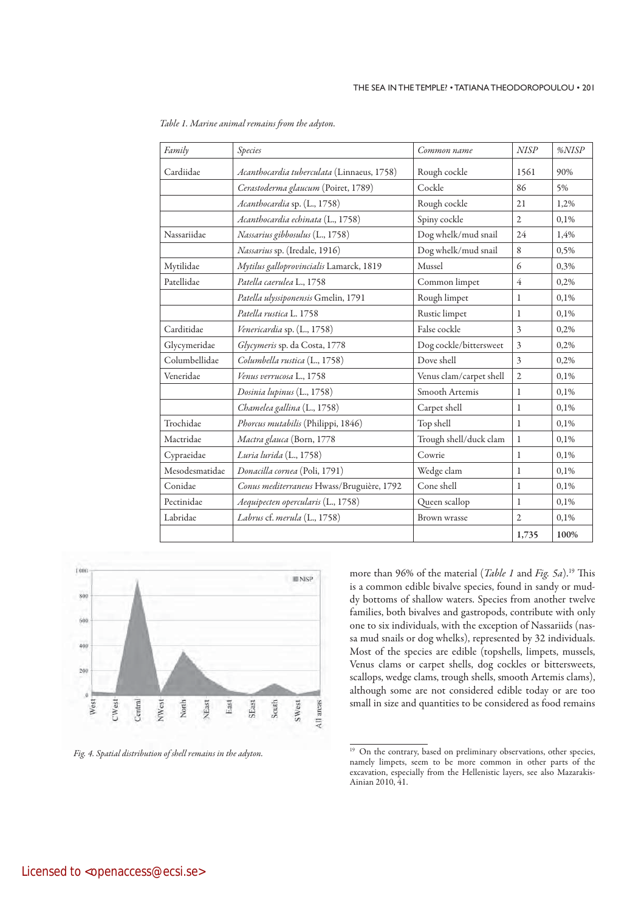*Table 1. Marine animal remains from the adyton.*

| *Family* | *Species* | *Common name* | *NISP* | *%NISP* |
|---|---|---|---|---|
| Cardiidae | *Acanthocardia tuberculata* (Linnaeus, 1758) | Rough cockle | 1561 | 90% |
| | *Cerastoderma glaucum* (Poiret, 1789) | Cockle | 86 | 5% |
| | *Acanthocardia* sp. (L., 1758) | Rough cockle | 21 | 1,2% |
| | *Acanthocardia echinata* (L., 1758) | Spiny cockle | 2 | 0,1% |
| Nassariidae | *Nassarius gibbosulus* (L., 1758) | Dog whelk/mud snail | 24 | 1,4% |
| | *Nassarius* sp. (Iredale, 1916) | Dog whelk/mud snail | 8 | 0,5% |
| Mytilidae | *Mytilus galloprovincialis* Lamarck, 1819 | Mussel | 6 | 0,3% |
| Patellidae | *Patella caerulea* L., 1758 | Common limpet | 4 | 0,2% |
| | *Patella ulyssiponensis* Gmelin, 1791 | Rough limpet | 1 | 0,1% |
| | *Patella rustica* L. 1758 | Rustic limpet | 1 | 0,1% |
| Carditidae | *Venericardia* sp. (L., 1758) | False cockle | 3 | 0,2% |
| Glycymeridae | *Glycymeris* sp. da Costa, 1778 | Dog cockle/bittersweet | 3 | 0,2% |
| Columbellidae | *Columbella rustica* (L., 1758) | Dove shell | 3 | 0,2% |
| Veneridae | *Venus verrucosa* L., 1758 | Venus clam/carpet shell | 2 | 0,1% |
| | *Dosinia lupinus* (L., 1758) | Smooth Artemis | 1 | 0,1% |
| | *Chamelea gallina* (L., 1758) | Carpet shell | 1 | 0,1% |
| Trochidae | *Phorcus mutabilis* (Philippi, 1846) | Top shell | 1 | 0,1% |
| Mactridae | *Mactra glauca* (Born, 1778 | Trough shell/duck clam | 1 | 0,1% |
| Cypraeidae | *Luria lurida* (L., 1758) | Cowrie | 1 | 0,1% |
| Mesodesmatidae | *Donacilla cornea* (Poli, 1791) | Wedge clam | 1 | 0,1% |
| Conidae | *Conus mediterraneus* Hwass/Bruguière, 1792 | Cone shell | 1 | 0,1% |
| Pectinidae | *Aequipecten opercularis* (L., 1758) | Queen scallop | 1 | 0,1% |
| Labridae | *Labrus* cf. *merula* (L., 1758) | Brown wrasse | 2 | 0,1% |
| | | | **1,735** | **100%** |

*Fig. 4. Spatial distribution of shell remains in the adyton.*

more than 96% of the material (*Table 1* and *Fig. 5a*).[19] This is a common edible bivalve species, found in sandy or muddy bottoms of shallow waters. Species from another twelve families, both bivalves and gastropods, contribute with only one to six individuals, with the exception of Nassariids (nassa mud snails or dog whelks), represented by 32 individuals. Most of the species are edible (topshells, limpets, mussels, Venus clams or carpet shells, dog cockles or bittersweets, scallops, wedge clams, trough shells, smooth Artemis clams), although some are not considered edible today or are too small in size and quantities to be considered as food remains

[19] On the contrary, based on preliminary observations, other species, namely limpets, seem to be more common in other parts of the excavation, especially from the Hellenistic layers, see also Mazarakis-Ainian 2010, 41.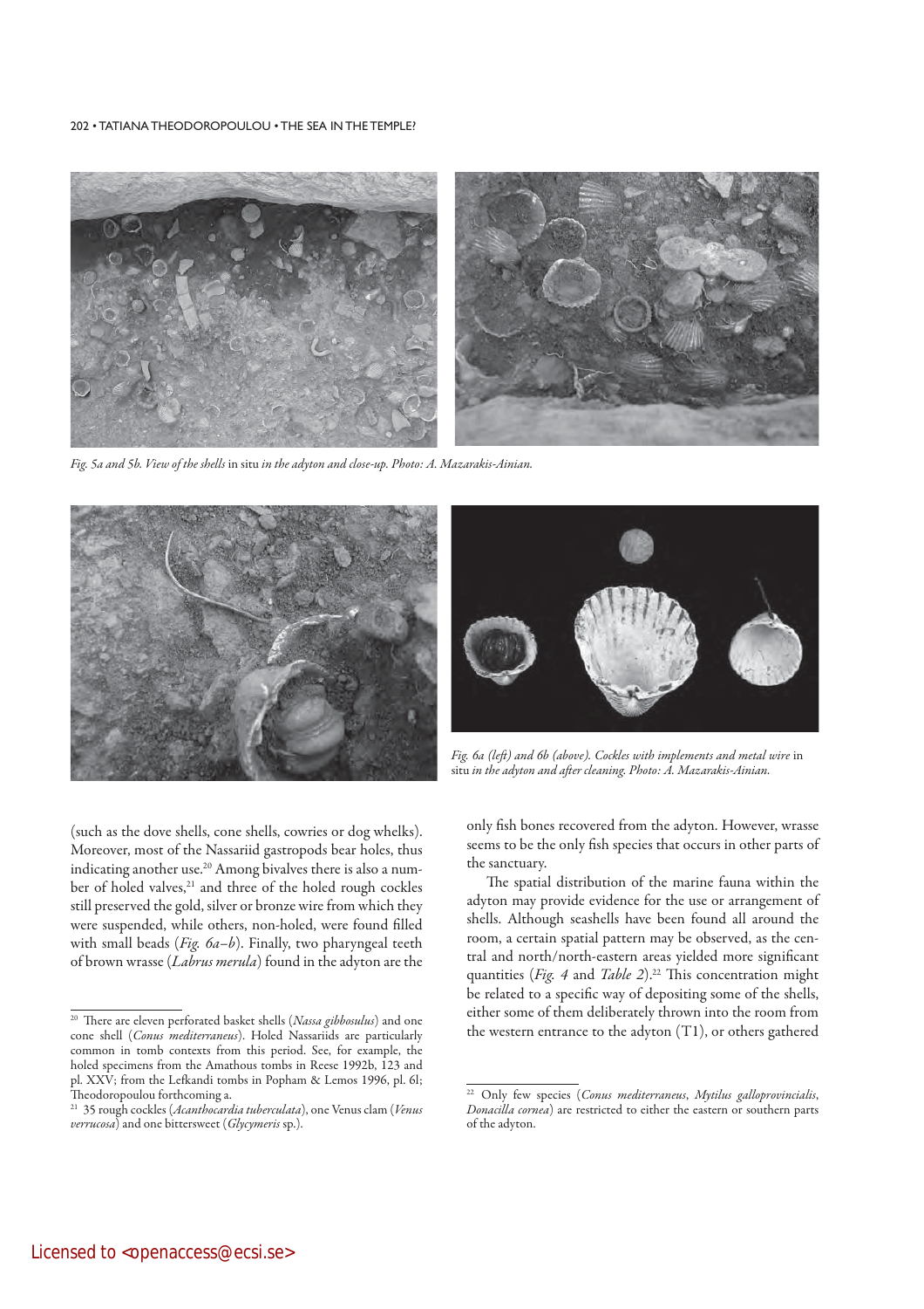*Fig. 5a and 5b. View of the shells* in situ *in the adyton and close-up. Photo: A. Mazarakis-Ainian.*

*Fig. 6a (left) and 6b (above). Cockles with implements and metal wire* in situ *in the adyton and after cleaning. Photo: A. Mazarakis-Ainian.*

(such as the dove shells, cone shells, cowries or dog whelks). Moreover, most of the Nassariid gastropods bear holes, thus indicating another use.[20] Among bivalves there is also a number of holed valves,[21] and three of the holed rough cockles still preserved the gold, silver or bronze wire from which they were suspended, while others, non-holed, were found filled with small beads (*Fig. 6a–b*). Finally, two pharyngeal teeth of brown wrasse (*Labrus merula*) found in the adyton are the only fish bones recovered from the adyton. However, wrasse seems to be the only fish species that occurs in other parts of the sanctuary.

The spatial distribution of the marine fauna within the adyton may provide evidence for the use or arrangement of shells. Although seashells have been found all around the room, a certain spatial pattern may be observed, as the central and north/north-eastern areas yielded more significant quantities (*Fig. 4* and *Table 2*).[22] This concentration might be related to a specific way of depositing some of the shells, either some of them deliberately thrown into the room from the western entrance to the adyton (T1), or others gathered

---

[20] There are eleven perforated basket shells (*Nassa gibbosulus*) and one cone shell (*Conus mediterraneus*). Holed Nassariids are particularly common in tomb contexts from this period. See, for example, the holed specimens from the Amathous tombs in Reese 1992b, 123 and pl. XXV; from the Lefkandi tombs in Popham & Lemos 1996, pl. 61; Theodoropoulou forthcoming a.

[21] 35 rough cockles (*Acanthocardia tuberculata*), one Venus clam (*Venus verrucosa*) and one bittersweet (*Glycymeris* sp.).

[22] Only few species (*Conus mediterraneus*, *Mytilus galloprovincialis*, *Donacilla cornea*) are restricted to either the eastern or southern parts of the adyton.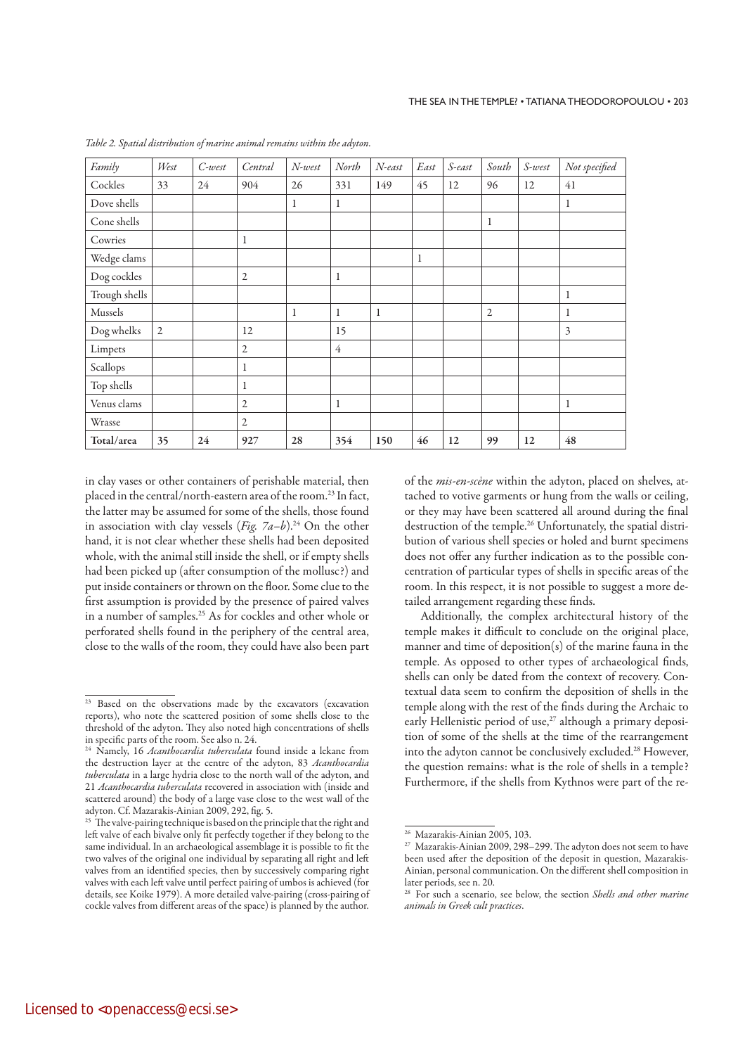*Table 2. Spatial distribution of marine animal remains within the adyton.*

| *Family* | *West* | *C-west* | *Central* | *N-west* | *North* | *N-east* | *East* | *S-east* | *South* | *S-west* | *Not specified* |
|---|---|---|---|---|---|---|---|---|---|---|---|
| Cockles | 33 | 24 | 904 | 26 | 331 | 149 | 45 | 12 | 96 | 12 | 41 |
| Dove shells | | | | 1 | 1 | | | | | | 1 |
| Cone shells | | | | | | | | | 1 | | |
| Cowries | | | 1 | | | | | | | | |
| Wedge clams | | | | | | | 1 | | | | |
| Dog cockles | | | 2 | | 1 | | | | | | |
| Trough shells | | | | | | | | | | | 1 |
| Mussels | | | | 1 | 1 | 1 | | | 2 | | 1 |
| Dog whelks | 2 | | 12 | | 15 | | | | | | 3 |
| Limpets | | | 2 | | 4 | | | | | | |
| Scallops | | | 1 | | | | | | | | |
| Top shells | | | 1 | | | | | | | | |
| Venus clams | | | 2 | | 1 | | | | | | 1 |
| Wrasse | | | 2 | | | | | | | | |
| **Total/area** | **35** | **24** | **927** | **28** | **354** | **150** | **46** | **12** | **99** | **12** | **48** |

in clay vases or other containers of perishable material, then placed in the central/north-eastern area of the room.[23] In fact, the latter may be assumed for some of the shells, those found in association with clay vessels (*Fig. 7a–b*).[24] On the other hand, it is not clear whether these shells had been deposited whole, with the animal still inside the shell, or if empty shells had been picked up (after consumption of the mollusc?) and put inside containers or thrown on the floor. Some clue to the first assumption is provided by the presence of paired valves in a number of samples.[25] As for cockles and other whole or perforated shells found in the periphery of the central area, close to the walls of the room, they could have also been part of the *mis-en-scène* within the adyton, placed on shelves, attached to votive garments or hung from the walls or ceiling, or they may have been scattered all around during the final destruction of the temple.[26] Unfortunately, the spatial distribution of various shell species or holed and burnt specimens does not offer any further indication as to the possible concentration of particular types of shells in specific areas of the room. In this respect, it is not possible to suggest a more detailed arrangement regarding these finds.

Additionally, the complex architectural history of the temple makes it difficult to conclude on the original place, manner and time of deposition(s) of the marine fauna in the temple. As opposed to other types of archaeological finds, shells can only be dated from the context of recovery. Contextual data seem to confirm the deposition of shells in the temple along with the rest of the finds during the Archaic to early Hellenistic period of use,[27] although a primary deposition of some of the shells at the time of the rearrangement into the adyton cannot be conclusively excluded.[28] However, the question remains: what is the role of shells in a temple? Furthermore, if the shells from Kythnos were part of the re-

---

[23] Based on the observations made by the excavators (excavation reports), who note the scattered position of some shells close to the threshold of the adyton. They also noted high concentrations of shells in specific parts of the room. See also n. 24.

[24] Namely, 16 *Acanthocardia tuberculata* found inside a lekane from the destruction layer at the centre of the adyton, 83 *Acanthocardia tuberculata* in a large hydria close to the north wall of the adyton, and 21 *Acanthocardia tuberculata* recovered in association with (inside and scattered around) the body of a large vase close to the west wall of the adyton. Cf. Mazarakis-Ainian 2009, 292, fig. 5.

[25] The valve-pairing technique is based on the principle that the right and left valve of each bivalve only fit perfectly together if they belong to the same individual. In an archaeological assemblage it is possible to fit the two valves of the original one individual by separating all right and left valves from an identified species, then by successively comparing right valves with each left valve until perfect pairing of umbos is achieved (for details, see Koike 1979). A more detailed valve-pairing (cross-pairing of cockle valves from different areas of the space) is planned by the author.

[26] Mazarakis-Ainian 2005, 103.

[27] Mazarakis-Ainian 2009, 298–299. The adyton does not seem to have been used after the deposition of the deposit in question, Mazarakis-Ainian, personal communication. On the different shell composition in later periods, see n. 20.

[28] For such a scenario, see below, the section *Shells and other marine animals in Greek cult practices*.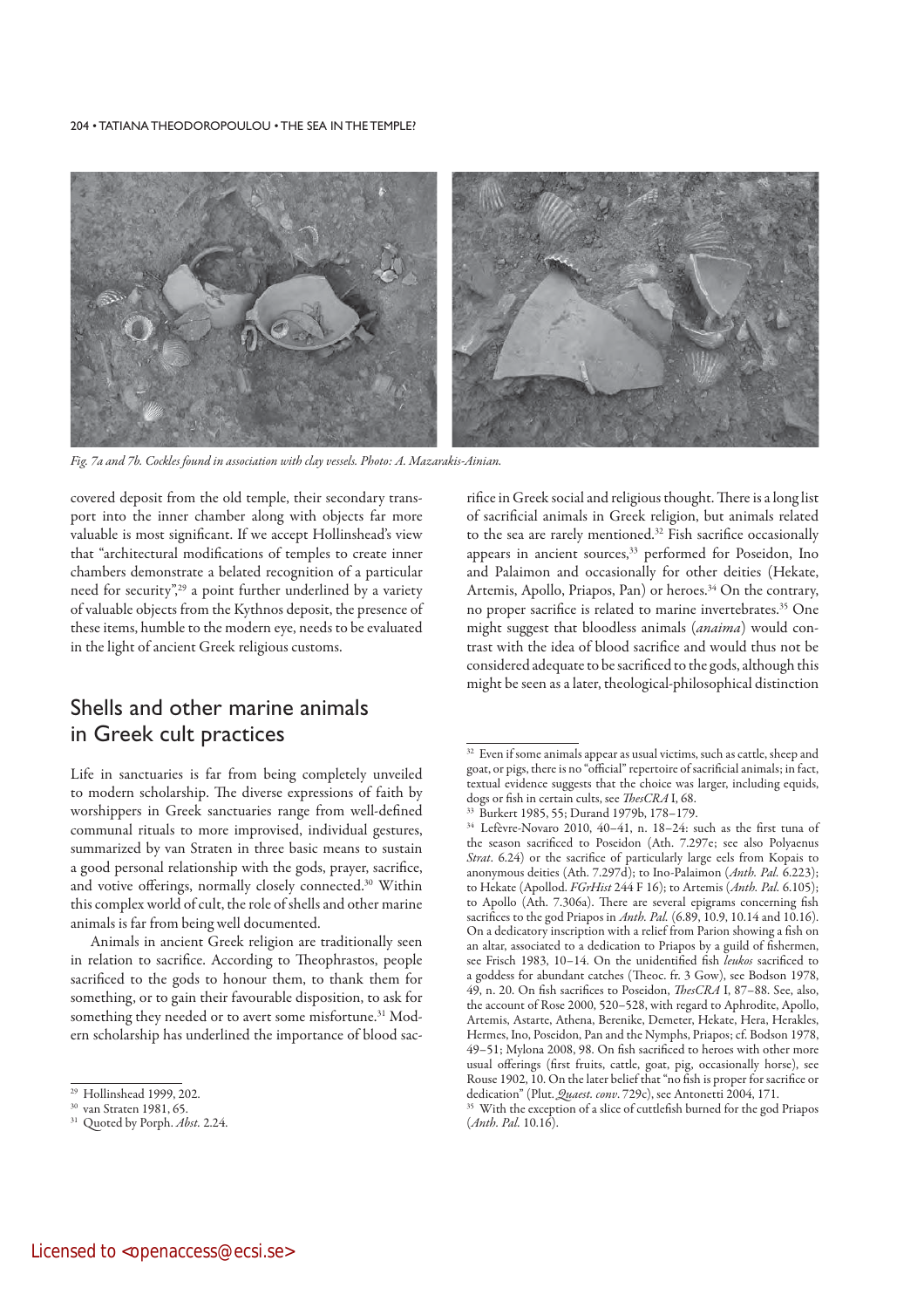*Fig. 7a and 7b. Cockles found in association with clay vessels. Photo: A. Mazarakis-Ainian.*

covered deposit from the old temple, their secondary transport into the inner chamber along with objects far more valuable is most significant. If we accept Hollinshead's view that "architectural modifications of temples to create inner chambers demonstrate a belated recognition of a particular need for security",[29] a point further underlined by a variety of valuable objects from the Kythnos deposit, the presence of these items, humble to the modern eye, needs to be evaluated in the light of ancient Greek religious customs.

## Shells and other marine animals in Greek cult practices

Life in sanctuaries is far from being completely unveiled to modern scholarship. The diverse expressions of faith by worshippers in Greek sanctuaries range from well-defined communal rituals to more improvised, individual gestures, summarized by van Straten in three basic means to sustain a good personal relationship with the gods, prayer, sacrifice, and votive offerings, normally closely connected.[30] Within this complex world of cult, the role of shells and other marine animals is far from being well documented.

Animals in ancient Greek religion are traditionally seen in relation to sacrifice. According to Theophrastos, people sacrificed to the gods to honour them, to thank them for something, or to gain their favourable disposition, to ask for something they needed or to avert some misfortune.[31] Modern scholarship has underlined the importance of blood sacrifice in Greek social and religious thought. There is a long list of sacrificial animals in Greek religion, but animals related to the sea are rarely mentioned.[32] Fish sacrifice occasionally appears in ancient sources,[33] performed for Poseidon, Ino and Palaimon and occasionally for other deities (Hekate, Artemis, Apollo, Priapos, Pan) or heroes.[34] On the contrary, no proper sacrifice is related to marine invertebrates.[35] One might suggest that bloodless animals (*anaima*) would contrast with the idea of blood sacrifice and would thus not be considered adequate to be sacrificed to the gods, although this might be seen as a later, theological-philosophical distinction

---

[29] Hollinshead 1999, 202.

[30] van Straten 1981, 65.

[31] Quoted by Porph. *Abst.* 2.24.

[32] Even if some animals appear as usual victims, such as cattle, sheep and goat, or pigs, there is no "official" repertoire of sacrificial animals; in fact, textual evidence suggests that the choice was larger, including equids, dogs or fish in certain cults, see *ThesCRA* I, 68.

[33] Burkert 1985, 55; Durand 1979b, 178–179.

[34] Lefèvre-Novaro 2010, 40–41, n. 18–24: such as the first tuna of the season sacrificed to Poseidon (Ath. 7.297e; see also Polyaenus *Strat*. 6.24) or the sacrifice of particularly large eels from Kopais to anonymous deities (Ath. 7.297d); to Ino-Palaimon (*Anth. Pal.* 6.223); to Hekate (Apollod. *FGrHist* 244 F 16); to Artemis (*Anth. Pal.* 6.105); to Apollo (Ath. 7.306a). There are several epigrams concerning fish sacrifices to the god Priapos in *Anth. Pal.* (6.89, 10.9, 10.14 and 10.16). On a dedicatory inscription with a relief from Parion showing a fish on an altar, associated to a dedication to Priapos by a guild of fishermen, see Frisch 1983, 10–14. On the unidentified fish *leukos* sacrificed to a goddess for abundant catches (Theoc. fr. 3 Gow), see Bodson 1978, 49, n. 20. On fish sacrifices to Poseidon, *ThesCRA* I, 87–88. See, also, the account of Rose 2000, 520–528, with regard to Aphrodite, Apollo, Artemis, Astarte, Athena, Berenike, Demeter, Hekate, Hera, Herakles, Hermes, Ino, Poseidon, Pan and the Nymphs, Priapos; cf. Bodson 1978, 49–51; Mylona 2008, 98. On fish sacrificed to heroes with other more usual offerings (first fruits, cattle, goat, pig, occasionally horse), see Rouse 1902, 10. On the later belief that "no fish is proper for sacrifice or dedication" (Plut. *Quaest. conv*. 729c), see Antonetti 2004, 171.

[35] With the exception of a slice of cuttlefish burned for the god Priapos (*Anth. Pal.* 10.16).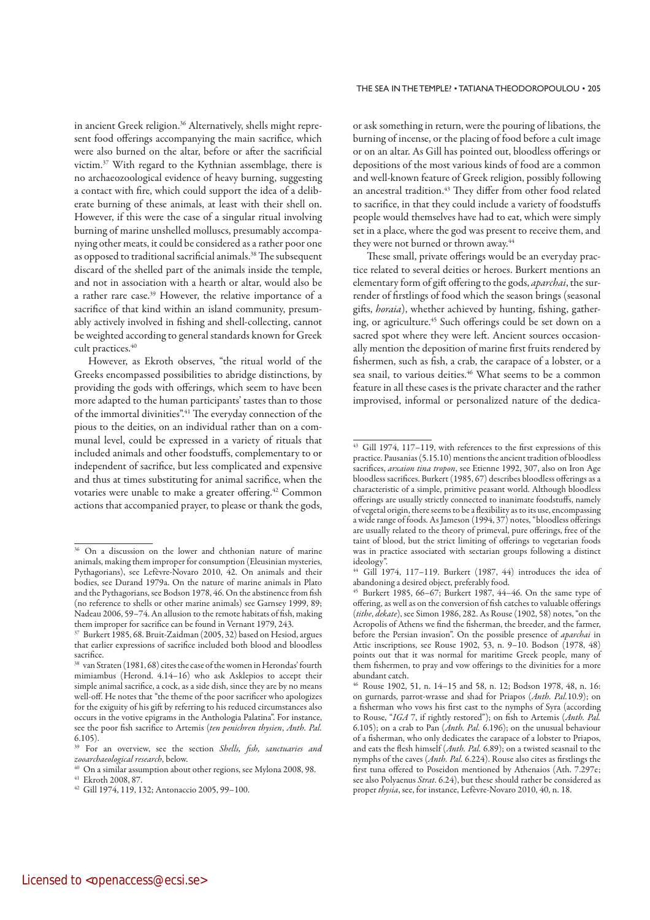in ancient Greek religion.[36] Alternatively, shells might represent food offerings accompanying the main sacrifice, which were also burned on the altar, before or after the sacrificial victim.[37] With regard to the Kythnian assemblage, there is no archaeozoological evidence of heavy burning, suggesting a contact with fire, which could support the idea of a deliberate burning of these animals, at least with their shell on. However, if this were the case of a singular ritual involving burning of marine unshelled molluscs, presumably accompanying other meats, it could be considered as a rather poor one as opposed to traditional sacrificial animals.[38] The subsequent discard of the shelled part of the animals inside the temple, and not in association with a hearth or altar, would also be a rather rare case.[39] However, the relative importance of a sacrifice of that kind within an island community, presumably actively involved in fishing and shell-collecting, cannot be weighted according to general standards known for Greek cult practices.[40]

However, as Ekroth observes, "the ritual world of the Greeks encompassed possibilities to abridge distinctions, by providing the gods with offerings, which seem to have been more adapted to the human participants' tastes than to those of the immortal divinities".[41] The everyday connection of the pious to the deities, on an individual rather than on a communal level, could be expressed in a variety of rituals that included animals and other foodstuffs, complementary to or independent of sacrifice, but less complicated and expensive and thus at times substituting for animal sacrifice, when the votaries were unable to make a greater offering.[42] Common actions that accompanied prayer, to please or thank the gods, or ask something in return, were the pouring of libations, the burning of incense, or the placing of food before a cult image or on an altar. As Gill has pointed out, bloodless offerings or depositions of the most various kinds of food are a common and well-known feature of Greek religion, possibly following an ancestral tradition.[43] They differ from other food related to sacrifice, in that they could include a variety of foodstuffs people would themselves have had to eat, which were simply set in a place, where the god was present to receive them, and they were not burned or thrown away.[44]

These small, private offerings would be an everyday practice related to several deities or heroes. Burkert mentions an elementary form of gift offering to the gods, *aparchai*, the surrender of firstlings of food which the season brings (seasonal gifts, *horaia*), whether achieved by hunting, fishing, gathering, or agriculture.[45] Such offerings could be set down on a sacred spot where they were left. Ancient sources occasionally mention the deposition of marine first fruits rendered by fishermen, such as fish, a crab, the carapace of a lobster, or a sea snail, to various deities.[46] What seems to be a common feature in all these cases is the private character and the rather improvised, informal or personalized nature of the dedica-

---

[36] On a discussion on the lower and chthonian nature of marine animals, making them improper for consumption (Eleusinian mysteries, Pythagorians), see Lefèvre-Novaro 2010, 42. On animals and their bodies, see Durand 1979a. On the nature of marine animals in Plato and the Pythagorians, see Bodson 1978, 46. On the abstinence from fish (no reference to shells or other marine animals) see Garnsey 1999, 89; Nadeau 2006, 59–74. An allusion to the remote habitats of fish, making them improper for sacrifice can be found in Vernant 1979, 243.

[37] Burkert 1985, 68. Bruit-Zaidman (2005, 32) based on Hesiod, argues that earlier expressions of sacrifice included both blood and bloodless sacrifice.

[38] van Straten (1981, 68) cites the case of the women in Herondas' fourth mimiambus (Herond. 4.14–16) who ask Asklepios to accept their simple animal sacrifice, a cock, as a side dish, since they are by no means well-off. He notes that "the theme of the poor sacrificer who apologizes for the exiguity of his gift by referring to his reduced circumstances also occurs in the votive epigrams in the Anthologia Palatina". For instance, see the poor fish sacrifice to Artemis (*ten penichren thysien*, *Anth. Pal.* 6.105).

[39] For an overview, see the section *Shells, fish, sanctuaries and zooarchaeological research*, below.

[40] On a similar assumption about other regions, see Mylona 2008, 98.

[41] Ekroth 2008, 87.

[42] Gill 1974, 119, 132; Antonaccio 2005, 99–100.

[43] Gill 1974, 117–119, with references to the first expressions of this practice. Pausanias (5.15.10) mentions the ancient tradition of bloodless sacrifices, *arxaion tina tropon*, see Etienne 1992, 307, also on Iron Age bloodless sacrifices. Burkert (1985, 67) describes bloodless offerings as a characteristic of a simple, primitive peasant world. Although bloodless offerings are usually strictly connected to inanimate foodstuffs, namely of vegetal origin, there seems to be a flexibility as to its use, encompassing a wide range of foods. As Jameson (1994, 37) notes, "bloodless offerings are usually related to the theory of primeval, pure offerings, free of the taint of blood, but the strict limiting of offerings to vegetarian foods was in practice associated with sectarian groups following a distinct ideology".

[44] Gill 1974, 117–119. Burkert (1987, 44) introduces the idea of abandoning a desired object, preferably food.

[45] Burkert 1985, 66–67; Burkert 1987, 44–46. On the same type of offering, as well as on the conversion of fish catches to valuable offerings (*tithe*, *dekate*), see Simon 1986, 282. As Rouse (1902, 58) notes, "on the Acropolis of Athens we find the fisherman, the breeder, and the farmer, before the Persian invasion". On the possible presence of *aparchai* in Attic inscriptions, see Rouse 1902, 53, n. 9–10. Bodson (1978, 48) points out that it was normal for maritime Greek people, many of them fishermen, to pray and vow offerings to the divinities for a more abundant catch.

[46] Rouse 1902, 51, n. 14–15 and 58, n. 12; Bodson 1978, 48, n. 16: on gurnards, parrot-wrasse and shad for Priapos (*Anth. Pal.*10.9); on a fisherman who vows his first cast to the nymphs of Syra (according to Rouse, "*IGA* 7, if rightly restored"); on fish to Artemis (*Anth. Pal.* 6.105); on a crab to Pan (*Anth. Pal.* 6.196); on the unusual behaviour of a fisherman, who only dedicates the carapace of a lobster to Priapos, and eats the flesh himself (*Anth. Pal.* 6.89); on a twisted seasnail to the nymphs of the caves (*Anth. Pal.* 6.224). Rouse also cites as firstlings the first tuna offered to Poseidon mentioned by Athenaios (Ath. 7.297e; see also Polyaenus *Strat*. 6.24), but these should rather be considered as proper *thysia*, see, for instance, Lefèvre-Novaro 2010, 40, n. 18.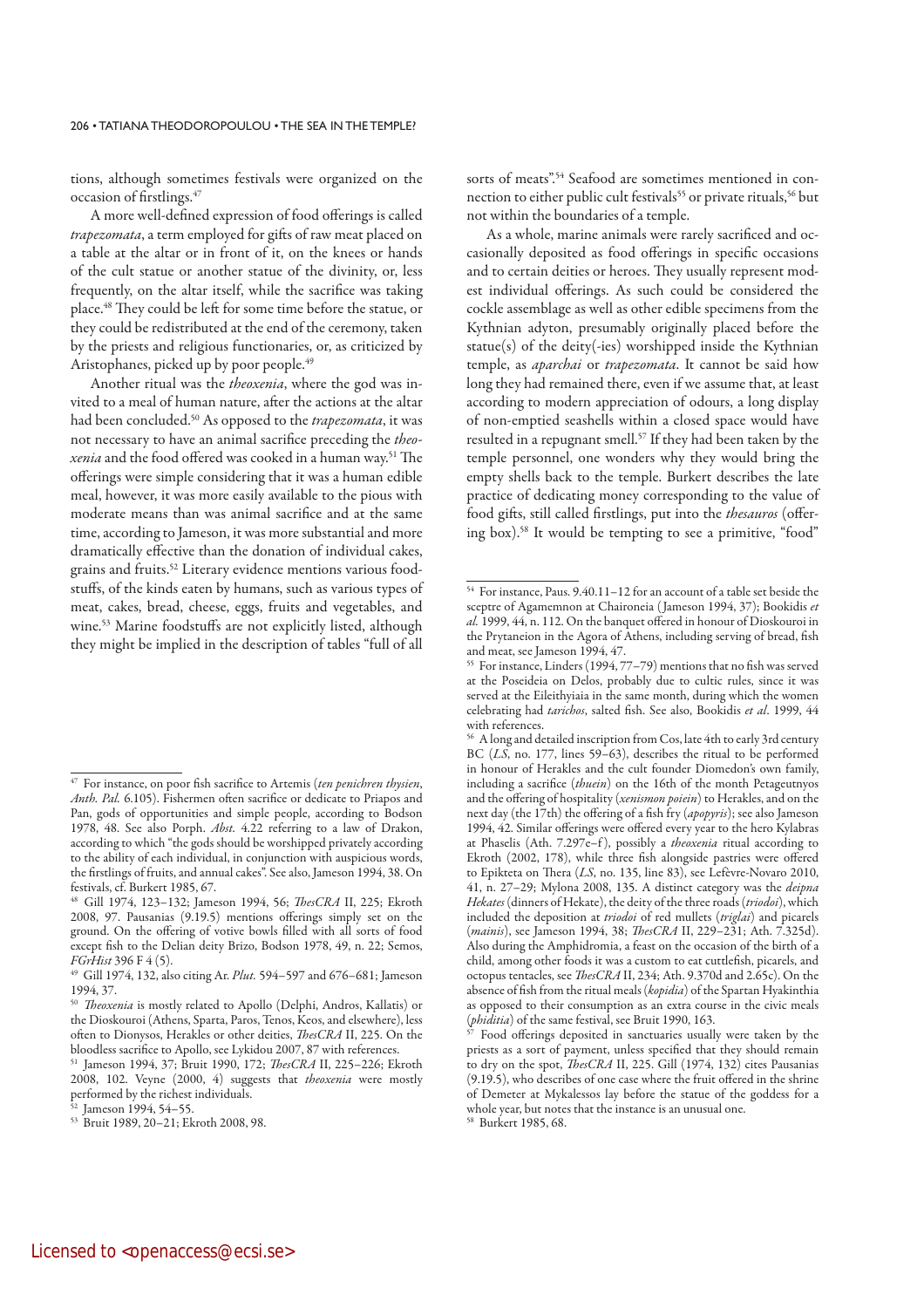tions, although sometimes festivals were organized on the occasion of firstlings.[47]

A more well-defined expression of food offerings is called *trapezomata*, a term employed for gifts of raw meat placed on a table at the altar or in front of it, on the knees or hands of the cult statue or another statue of the divinity, or, less frequently, on the altar itself, while the sacrifice was taking place.[48] They could be left for some time before the statue, or they could be redistributed at the end of the ceremony, taken by the priests and religious functionaries, or, as criticized by Aristophanes, picked up by poor people.[49]

Another ritual was the *theoxenia*, where the god was invited to a meal of human nature, after the actions at the altar had been concluded.[50] As opposed to the *trapezomata*, it was not necessary to have an animal sacrifice preceding the *theoxenia* and the food offered was cooked in a human way.[51] The offerings were simple considering that it was a human edible meal, however, it was more easily available to the pious with moderate means than was animal sacrifice and at the same time, according to Jameson, it was more substantial and more dramatically effective than the donation of individual cakes, grains and fruits.[52] Literary evidence mentions various foodstuffs, of the kinds eaten by humans, such as various types of meat, cakes, bread, cheese, eggs, fruits and vegetables, and wine.[53] Marine foodstuffs are not explicitly listed, although they might be implied in the description of tables "full of all sorts of meats".[54] Seafood are sometimes mentioned in connection to either public cult festivals[55] or private rituals,[56] but not within the boundaries of a temple.

As a whole, marine animals were rarely sacrificed and occasionally deposited as food offerings in specific occasions and to certain deities or heroes. They usually represent modest individual offerings. As such could be considered the cockle assemblage as well as other edible specimens from the Kythnian adyton, presumably originally placed before the statue(s) of the deity(-ies) worshipped inside the Kythnian temple, as *aparchai* or *trapezomata*. It cannot be said how long they had remained there, even if we assume that, at least according to modern appreciation of odours, a long display of non-emptied seashells within a closed space would have resulted in a repugnant smell.[57] If they had been taken by the temple personnel, one wonders why they would bring the empty shells back to the temple. Burkert describes the late practice of dedicating money corresponding to the value of food gifts, still called firstlings, put into the *thesauros* (offering box).[58] It would be tempting to see a primitive, "food"

---

[47] For instance, on poor fish sacrifice to Artemis (*ten penichren thysien*, *Anth. Pal.* 6.105). Fishermen often sacrifice or dedicate to Priapos and Pan, gods of opportunities and simple people, according to Bodson 1978, 48. See also Porph. *Abst.* 4.22 referring to a law of Drakon, according to which "the gods should be worshipped privately according to the ability of each individual, in conjunction with auspicious words, the firstlings of fruits, and annual cakes". See also, Jameson 1994, 38. On festivals, cf. Burkert 1985, 67.

[48] Gill 1974, 123–132; Jameson 1994, 56; *ThesCRA* II, 225; Ekroth 2008, 97. Pausanias (9.19.5) mentions offerings simply set on the ground. On the offering of votive bowls filled with all sorts of food except fish to the Delian deity Brizo, Bodson 1978, 49, n. 22; Semos, *FGrHist* 396 F 4 (5).

[49] Gill 1974, 132, also citing Ar. *Plut.* 594–597 and 676–681; Jameson 1994, 37.

[50] *Theoxenia* is mostly related to Apollo (Delphi, Andros, Kallatis) or the Dioskouroi (Athens, Sparta, Paros, Tenos, Keos, and elsewhere), less often to Dionysos, Herakles or other deities, *ThesCRA* II, 225. On the bloodless sacrifice to Apollo, see Lykidou 2007, 87 with references.

[51] Jameson 1994, 37; Bruit 1990, 172; *ThesCRA* II, 225–226; Ekroth 2008, 102. Veyne (2000, 4) suggests that *theoxenia* were mostly performed by the richest individuals.

[52] Jameson 1994, 54–55.

[53] Bruit 1989, 20–21; Ekroth 2008, 98.

[54] For instance, Paus. 9.40.11–12 for an account of a table set beside the sceptre of Agamemnon at Chaironeia (Jameson 1994, 37); Bookidis *et al.* 1999, 44, n. 112. On the banquet offered in honour of Dioskouroi in the Prytaneion in the Agora of Athens, including serving of bread, fish and meat, see Jameson 1994, 47.

[55] For instance, Linders (1994, 77–79) mentions that no fish was served at the Poseideia on Delos, probably due to cultic rules, since it was served at the Eileithyiaia in the same month, during which the women celebrating had *tarichos*, salted fish. See also, Bookidis *et al*. 1999, 44 with references.

[56] A long and detailed inscription from Cos, late 4th to early 3rd century BC (*LS*, no. 177, lines 59–63), describes the ritual to be performed in honour of Herakles and the cult founder Diomedon's own family, including a sacrifice (*thuein*) on the 16th of the month Petageutnyos and the offering of hospitality (*xenismon poiein*) to Herakles, and on the next day (the 17th) the offering of a fish fry (*apopyris*); see also Jameson 1994, 42. Similar offerings were offered every year to the hero Kylabras at Phaselis (Ath. 7.297e–f), possibly a *theoxenia* ritual according to Ekroth (2002, 178), while three fish alongside pastries were offered to Epikteta on Thera (*LS*, no. 135, line 83), see Lefèvre-Novaro 2010, 41, n. 27–29; Mylona 2008, 135. A distinct category was the *deipna Hekates* (dinners of Hekate), the deity of the three roads (*triodoi*), which included the deposition at *triodoi* of red mullets (*triglai*) and picarels (*mainis*), see Jameson 1994, 38; *ThesCRA* II, 229–231; Ath. 7.325d). Also during the Amphidromia, a feast on the occasion of the birth of a child, among other foods it was a custom to eat cuttlefish, picarels, and octopus tentacles, see *ThesCRA* II, 234; Ath. 9.370d and 2.65c). On the absence of fish from the ritual meals (*kopidia*) of the Spartan Hyakinthia as opposed to their consumption as an extra course in the civic meals (*phiditia*) of the same festival, see Bruit 1990, 163.

[57] Food offerings deposited in sanctuaries usually were taken by the priests as a sort of payment, unless specified that they should remain to dry on the spot, *ThesCRA* II, 225. Gill (1974, 132) cites Pausanias (9.19.5), who describes of one case where the fruit offered in the shrine of Demeter at Mykalessos lay before the statue of the goddess for a whole year, but notes that the instance is an unusual one.

[58] Burkert 1985, 68.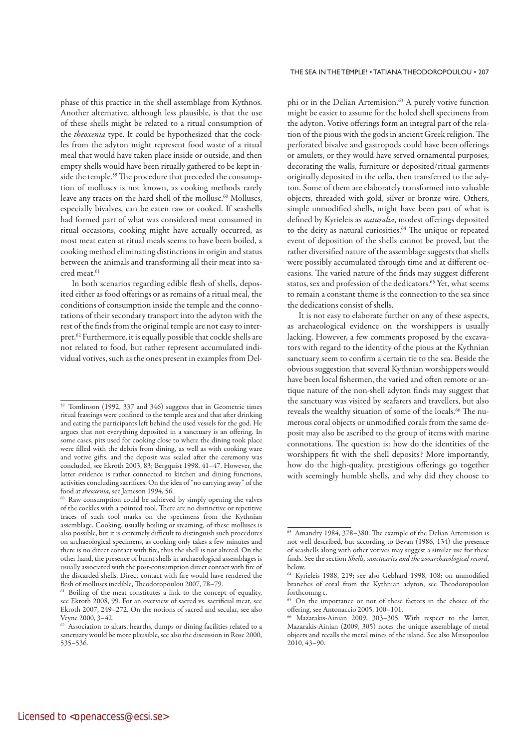phase of this practice in the shell assemblage from Kythnos. Another alternative, although less plausible, is that the use of these shells might be related to a ritual consumption of the *theoxenia* type. It could be hypothesized that the cockles from the adyton might represent food waste of a ritual meal that would have taken place inside or outside, and then empty shells would have been ritually gathered to be kept inside the temple.[59] The procedure that preceded the consumption of molluscs is not known, as cooking methods rarely leave any traces on the hard shell of the mollusc.[60] Molluscs, especially bivalves, can be eaten raw or cooked. If seashells had formed part of what was considered meat consumed in ritual occasions, cooking might have actually occurred, as most meat eaten at ritual meals seems to have been boiled, a cooking method eliminating distinctions in origin and status between the animals and transforming all their meat into sacred meat.[61]

In both scenarios regarding edible flesh of shells, deposited either as food offerings or as remains of a ritual meal, the conditions of consumption inside the temple and the connotations of their secondary transport into the adyton with the rest of the finds from the original temple are not easy to interpret.[62] Furthermore, it is equally possible that cockle shells are not related to food, but rather represent accumulated individual votives, such as the ones present in examples from Delphi or in the Delian Artemision.[63] A purely votive function might be easier to assume for the holed shell specimens from the adyton. Votive offerings form an integral part of the relation of the pious with the gods in ancient Greek religion. The perforated bivalve and gastropods could have been offerings or amulets, or they would have served ornamental purposes, decorating the walls, furniture or deposited/ritual garments originally deposited in the cella, then transferred to the adyton. Some of them are elaborately transformed into valuable objects, threaded with gold, silver or bronze wire. Others, simple unmodified shells, might have been part of what is defined by Kyrieleis as *naturalia*, modest offerings deposited to the deity as natural curiosities.[64] The unique or repeated event of deposition of the shells cannot be proved, but the rather diversified nature of the assemblage suggests that shells were possibly accumulated through time and at different occasions. The varied nature of the finds may suggest different status, sex and profession of the dedicators.[65] Yet, what seems to remain a constant theme is the connection to the sea since the dedications consist of shells.

It is not easy to elaborate further on any of these aspects, as archaeological evidence on the worshippers is usually lacking. However, a few comments proposed by the excavators with regard to the identity of the pious at the Kythnian sanctuary seem to confirm a certain tie to the sea. Beside the obvious suggestion that several Kythnian worshippers would have been local fishermen, the varied and often remote or antique nature of the non-shell adyton finds may suggest that the sanctuary was visited by seafarers and travellers, but also reveals the wealthy situation of some of the locals.[66] The numerous coral objects or unmodified corals from the same deposit may also be ascribed to the group of items with marine connotations. The question is: how do the identities of the worshippers fit with the shell deposits? More importantly, how do the high-quality, prestigious offerings go together with seemingly humble shells, and why did they choose to

---

[59] Tomlinson (1992, 337 and 346) suggests that in Geometric times ritual feastings were confined to the temple area and that after drinking and eating the participants left behind the used vessels for the god. He argues that not everything deposited in a sanctuary is an offering. In some cases, pits used for cooking close to where the dining took place were filled with the debris from dining, as well as with cooking ware and votive gifts, and the deposit was sealed after the ceremony was concluded, see Ekroth 2003, 83; Bergquist 1998, 41–47. However, the latter evidence is rather connected to kitchen and dining functions, activities concluding sacrifices. On the idea of "no carrying away" of the food at *theoxenia*, see Jameson 1994, 56.

[60] Raw consumption could be achieved by simply opening the valves of the cockles with a pointed tool. There are no distinctive or repetitive traces of such tool marks on the specimens from the Kythnian assemblage. Cooking, usually boiling or steaming, of these molluscs is also possible, but it is extremely difficult to distinguish such procedures on archaeological specimens, as cooking only takes a few minutes and there is no direct contact with fire, thus the shell is not altered. On the other hand, the presence of burnt shells in archaeological assemblages is usually associated with the post-consumption direct contact with fire of the discarded shells. Direct contact with fire would have rendered the flesh of molluscs inedible, Theodoropoulou 2007, 78–79.

[61] Boiling of the meat constitutes a link to the concept of equality, see Ekroth 2008, 99. For an overview of sacred vs. sacrificial meat, see Ekroth 2007, 249–272. On the notions of sacred and secular, see also Veyne 2000, 3–42.

[62] Association to altars, hearths, dumps or dining facilities related to a sanctuary would be more plausible, see also the discussion in Rose 2000, 535–536.

[63] Amandry 1984, 378–380. The example of the Delian Artemision is not well described, but according to Bevan (1986, 134) the presence of seashells along with other votives may suggest a similar use for these finds. See the section *Shells, sanctuaries and the zooarchaeological record*, below.

[64] Kyrieleis 1988, 219; see also Gebhard 1998, 108; on unmodified branches of coral from the Kythnian adyton, see Theodoropoulou forthcomng c.

[65] On the importance or not of these factors in the choice of the offering, see Antonaccio 2005, 100–101.

[66] Mazarakis-Ainian 2009, 303–305. With respect to the latter, Mazarakis-Ainian (2009, 305) notes the unique assemblage of metal objects and recalls the metal mines of the island. See also Mitsopoulou 2010, 43–90.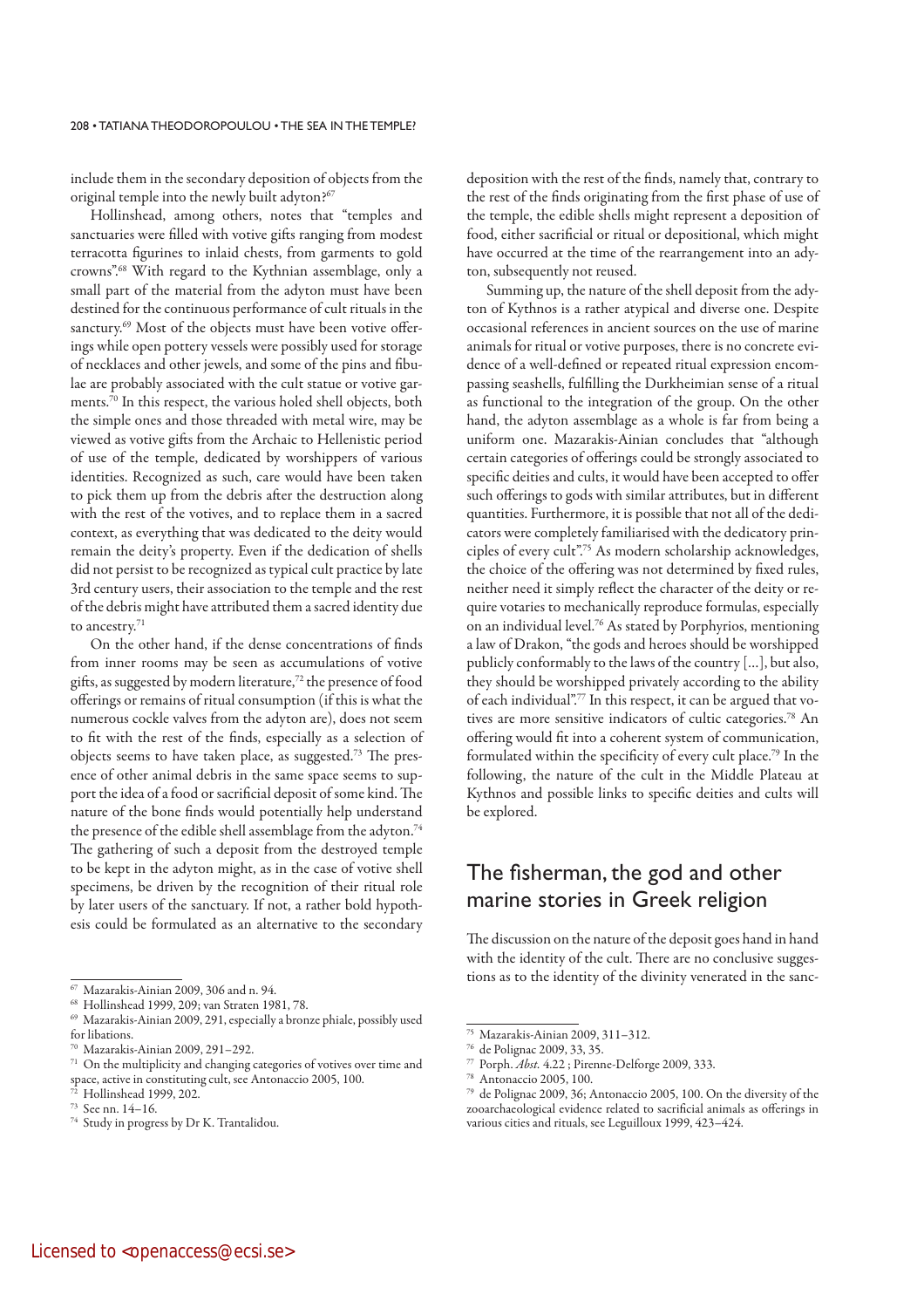include them in the secondary deposition of objects from the original temple into the newly built adyton?[67]

Hollinshead, among others, notes that "temples and sanctuaries were filled with votive gifts ranging from modest terracotta figurines to inlaid chests, from garments to gold crowns".[68] With regard to the Kythnian assemblage, only a small part of the material from the adyton must have been destined for the continuous performance of cult rituals in the sanctury.[69] Most of the objects must have been votive offerings while open pottery vessels were possibly used for storage of necklaces and other jewels, and some of the pins and fibulae are probably associated with the cult statue or votive garments.[70] In this respect, the various holed shell objects, both the simple ones and those threaded with metal wire, may be viewed as votive gifts from the Archaic to Hellenistic period of use of the temple, dedicated by worshippers of various identities. Recognized as such, care would have been taken to pick them up from the debris after the destruction along with the rest of the votives, and to replace them in a sacred context, as everything that was dedicated to the deity would remain the deity's property. Even if the dedication of shells did not persist to be recognized as typical cult practice by late 3rd century users, their association to the temple and the rest of the debris might have attributed them a sacred identity due to ancestry.[71]

On the other hand, if the dense concentrations of finds from inner rooms may be seen as accumulations of votive gifts, as suggested by modern literature,[72] the presence of food offerings or remains of ritual consumption (if this is what the numerous cockle valves from the adyton are), does not seem to fit with the rest of the finds, especially as a selection of objects seems to have taken place, as suggested.[73] The presence of other animal debris in the same space seems to support the idea of a food or sacrificial deposit of some kind. The nature of the bone finds would potentially help understand the presence of the edible shell assemblage from the adyton.[74] The gathering of such a deposit from the destroyed temple to be kept in the adyton might, as in the case of votive shell specimens, be driven by the recognition of their ritual role by later users of the sanctuary. If not, a rather bold hypothesis could be formulated as an alternative to the secondary deposition with the rest of the finds, namely that, contrary to the rest of the finds originating from the first phase of use of the temple, the edible shells might represent a deposition of food, either sacrificial or ritual or depositional, which might have occurred at the time of the rearrangement into an adyton, subsequently not reused.

Summing up, the nature of the shell deposit from the adyton of Kythnos is a rather atypical and diverse one. Despite occasional references in ancient sources on the use of marine animals for ritual or votive purposes, there is no concrete evidence of a well-defined or repeated ritual expression encompassing seashells, fulfilling the Durkheimian sense of a ritual as functional to the integration of the group. On the other hand, the adyton assemblage as a whole is far from being a uniform one. Mazarakis-Ainian concludes that "although certain categories of offerings could be strongly associated to specific deities and cults, it would have been accepted to offer such offerings to gods with similar attributes, but in different quantities. Furthermore, it is possible that not all of the dedicators were completely familiarised with the dedicatory principles of every cult".[75] As modern scholarship acknowledges, the choice of the offering was not determined by fixed rules, neither need it simply reflect the character of the deity or require votaries to mechanically reproduce formulas, especially on an individual level.[76] As stated by Porphyrios, mentioning a law of Drakon, "the gods and heroes should be worshipped publicly conformably to the laws of the country [...], but also, they should be worshipped privately according to the ability of each individual".[77] In this respect, it can be argued that votives are more sensitive indicators of cultic categories.[78] An offering would fit into a coherent system of communication, formulated within the specificity of every cult place.[79] In the following, the nature of the cult in the Middle Plateau at Kythnos and possible links to specific deities and cults will be explored.

## The fisherman, the god and other marine stories in Greek religion

The discussion on the nature of the deposit goes hand in hand with the identity of the cult. There are no conclusive suggestions as to the identity of the divinity venerated in the sanc-

---

[67] Mazarakis-Ainian 2009, 306 and n. 94.

[68] Hollinshead 1999, 209; van Straten 1981, 78.

[69] Mazarakis-Ainian 2009, 291, especially a bronze phiale, possibly used for libations.

[70] Mazarakis-Ainian 2009, 291–292.

[71] On the multiplicity and changing categories of votives over time and space, active in constituting cult, see Antonaccio 2005, 100.

[72] Hollinshead 1999, 202.

[73] See nn. 14–16.

[74] Study in progress by Dr K. Trantalidou.

[75] Mazarakis-Ainian 2009, 311–312.

[76] de Polignac 2009, 33, 35.

[77] Porph. *Abst.* 4.22 ; Pirenne-Delforge 2009, 333.

[78] Antonaccio 2005, 100.

[79] de Polignac 2009, 36; Antonaccio 2005, 100. On the diversity of the zooarchaeological evidence related to sacrificial animals as offerings in various cities and rituals, see Leguilloux 1999, 423–424.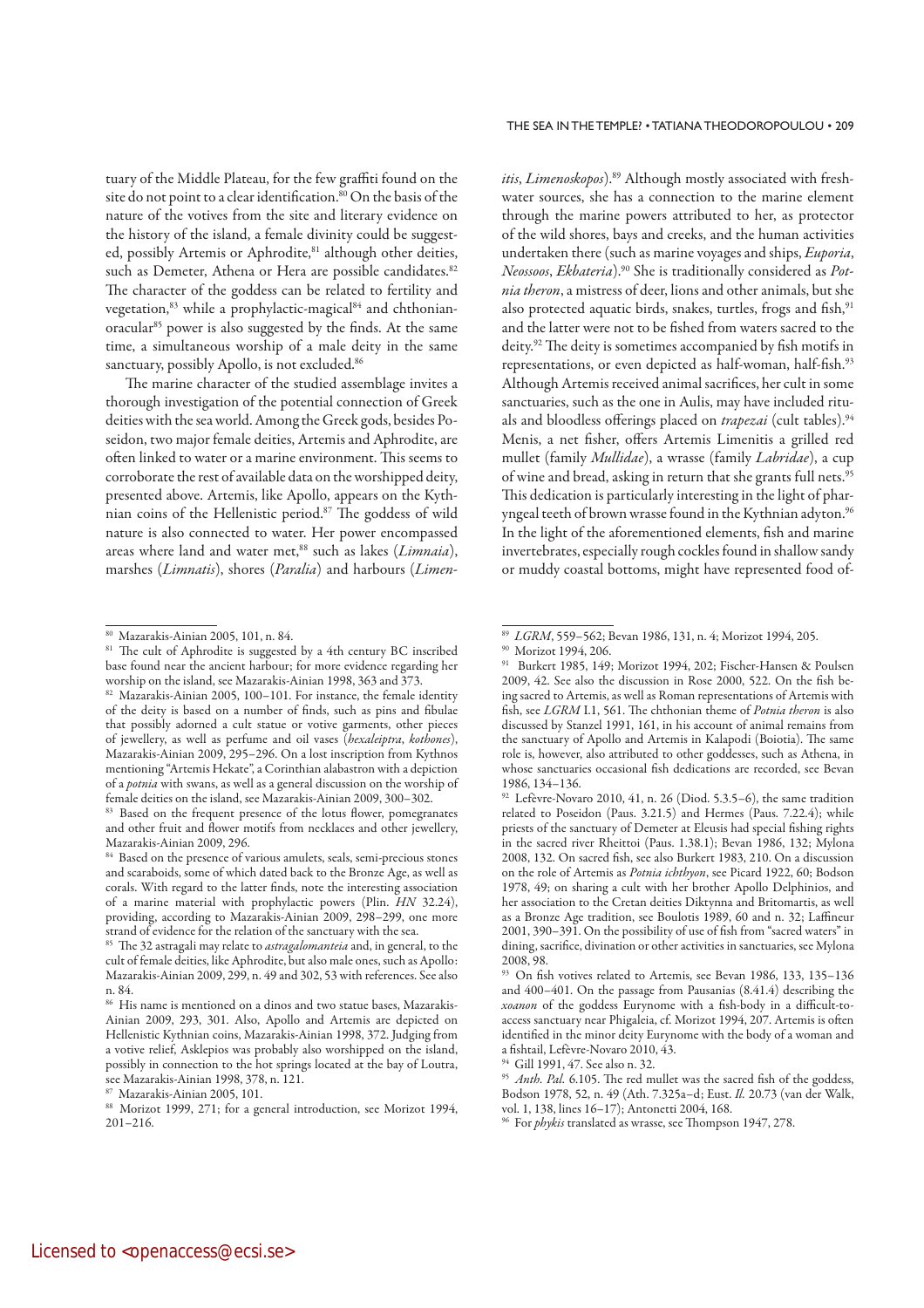tuary of the Middle Plateau, for the few graffiti found on the site do not point to a clear identification.[80] On the basis of the nature of the votives from the site and literary evidence on the history of the island, a female divinity could be suggested, possibly Artemis or Aphrodite,[81] although other deities, such as Demeter, Athena or Hera are possible candidates.[82] The character of the goddess can be related to fertility and vegetation,[83] while a prophylactic-magical[84] and chthonian-oracular[85] power is also suggested by the finds. At the same time, a simultaneous worship of a male deity in the same sanctuary, possibly Apollo, is not excluded.[86]

The marine character of the studied assemblage invites a thorough investigation of the potential connection of Greek deities with the sea world. Among the Greek gods, besides Poseidon, two major female deities, Artemis and Aphrodite, are often linked to water or a marine environment. This seems to corroborate the rest of available data on the worshipped deity, presented above. Artemis, like Apollo, appears on the Kythnian coins of the Hellenistic period.[87] The goddess of wild nature is also connected to water. Her power encompassed areas where land and water met,[88] such as lakes (*Limnaia*), marshes (*Limnatis*), shores (*Paralia*) and harbours (*Limenitis*, *Limenoskopos*).[89] Although mostly associated with freshwater sources, she has a connection to the marine element through the marine powers attributed to her, as protector of the wild shores, bays and creeks, and the human activities undertaken there (such as marine voyages and ships, *Euporia*, *Neossoos*, *Ekbateria*).[90] She is traditionally considered as *Potnia theron*, a mistress of deer, lions and other animals, but she also protected aquatic birds, snakes, turtles, frogs and fish,[91] and the latter were not to be fished from waters sacred to the deity.[92] The deity is sometimes accompanied by fish motifs in representations, or even depicted as half-woman, half-fish.[93] Although Artemis received animal sacrifices, her cult in some sanctuaries, such as the one in Aulis, may have included rituals and bloodless offerings placed on *trapezai* (cult tables).[94] Menis, a net fisher, offers Artemis Limenitis a grilled red mullet (family *Mullidae*), a wrasse (family *Labridae*), a cup of wine and bread, asking in return that she grants full nets.[95] This dedication is particularly interesting in the light of pharyngeal teeth of brown wrasse found in the Kythnian adyton.[96] In the light of the aforementioned elements, fish and marine invertebrates, especially rough cockles found in shallow sandy or muddy coastal bottoms, might have represented food of-

---

[80] Mazarakis-Ainian 2005, 101, n. 84.

[81] The cult of Aphrodite is suggested by a 4th century BC inscribed base found near the ancient harbour; for more evidence regarding her worship on the island, see Mazarakis-Ainian 1998, 363 and 373.

[82] Mazarakis-Ainian 2005, 100–101. For instance, the female identity of the deity is based on a number of finds, such as pins and fibulae that possibly adorned a cult statue or votive garments, other pieces of jewellery, as well as perfume and oil vases (*hexaleiptra*, *kothones*), Mazarakis-Ainian 2009, 295–296. On a lost inscription from Kythnos mentioning "Artemis Hekate", a Corinthian alabastron with a depiction of a *potnia* with swans, as well as a general discussion on the worship of female deities on the island, see Mazarakis-Ainian 2009, 300–302.

[83] Based on the frequent presence of the lotus flower, pomegranates and other fruit and flower motifs from necklaces and other jewellery, Mazarakis-Ainian 2009, 296.

[84] Based on the presence of various amulets, seals, semi-precious stones and scaraboids, some of which dated back to the Bronze Age, as well as corals. With regard to the latter finds, note the interesting association of a marine material with prophylactic powers (Plin. *HN* 32.24), providing, according to Mazarakis-Ainian 2009, 298–299, one more strand of evidence for the relation of the sanctuary with the sea.

[85] The 32 astragali may relate to *astragalomanteia* and, in general, to the cult of female deities, like Aphrodite, but also male ones, such as Apollo: Mazarakis-Ainian 2009, 299, n. 49 and 302, 53 with references. See also n. 84.

[86] His name is mentioned on a dinos and two statue bases, Mazarakis-Ainian 2009, 293, 301. Also, Apollo and Artemis are depicted on Hellenistic Kythnian coins, Mazarakis-Ainian 1998, 372. Judging from a votive relief, Asklepios was probably also worshipped on the island, possibly in connection to the hot springs located at the bay of Loutra, see Mazarakis-Ainian 1998, 378, n. 121.

[87] Mazarakis-Ainian 2005, 101.

[88] Morizot 1999, 271; for a general introduction, see Morizot 1994, 201–216.

[89] *LGRM*, 559–562; Bevan 1986, 131, n. 4; Morizot 1994, 205.

[90] Morizot 1994, 206.

[91] Burkert 1985, 149; Morizot 1994, 202; Fischer-Hansen & Poulsen 2009, 42. See also the discussion in Rose 2000, 522. On the fish being sacred to Artemis, as well as Roman representations of Artemis with fish, see *LGRM* I.1, 561. The chthonian theme of *Potnia theron* is also discussed by Stanzel 1991, 161, in his account of animal remains from the sanctuary of Apollo and Artemis in Kalapodi (Boiotia). The same role is, however, also attributed to other goddesses, such as Athena, in whose sanctuaries occasional fish dedications are recorded, see Bevan 1986, 134–136.

[92] Lefèvre-Novaro 2010, 41, n. 26 (Diod. 5.3.5–6), the same tradition related to Poseidon (Paus. 3.21.5) and Hermes (Paus. 7.22.4); while priests of the sanctuary of Demeter at Eleusis had special fishing rights in the sacred river Rheittoi (Paus. 1.38.1); Bevan 1986, 132; Mylona 2008, 132. On sacred fish, see also Burkert 1983, 210. On a discussion on the role of Artemis as *Potnia ichthyon*, see Picard 1922, 60; Bodson 1978, 49; on sharing a cult with her brother Apollo Delphinios, and her association to the Cretan deities Diktynna and Britomartis, as well as a Bronze Age tradition, see Boulotis 1989, 60 and n. 32; Laffineur 2001, 390–391. On the possibility of use of fish from "sacred waters" in dining, sacrifice, divination or other activities in sanctuaries, see Mylona 2008, 98.

[93] On fish votives related to Artemis, see Bevan 1986, 133, 135–136 and 400–401. On the passage from Pausanias (8.41.4) describing the *xoanon* of the goddess Eurynome with a fish-body in a difficult-to-access sanctuary near Phigaleia, cf. Morizot 1994, 207. Artemis is often identified in the minor deity Eurynome with the body of a woman and a fishtail, Lefèvre-Novaro 2010, 43.

[94] Gill 1991, 47. See also n. 32.

[95] *Anth. Pal.* 6.105. The red mullet was the sacred fish of the goddess, Bodson 1978, 52, n. 49 (Ath. 7.325a–d; Eust. *Il.* 20.73 (van der Walk, vol. 1, 138, lines 16–17); Antonetti 2004, 168.

[96] For *phykis* translated as wrasse, see Thompson 1947, 278.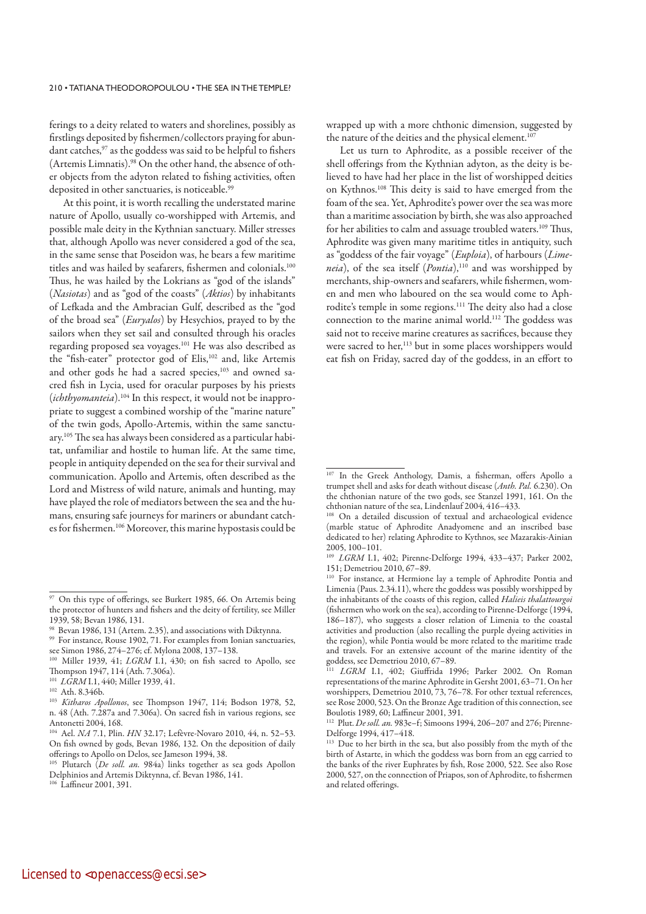ferings to a deity related to waters and shorelines, possibly as firstlings deposited by fishermen/collectors praying for abundant catches,[97] as the goddess was said to be helpful to fishers (Artemis Limnatis).[98] On the other hand, the absence of other objects from the adyton related to fishing activities, often deposited in other sanctuaries, is noticeable.[99]

At this point, it is worth recalling the understated marine nature of Apollo, usually co-worshipped with Artemis, and possible male deity in the Kythnian sanctuary. Miller stresses that, although Apollo was never considered a god of the sea, in the same sense that Poseidon was, he bears a few maritime titles and was hailed by seafarers, fishermen and colonials.[100] Thus, he was hailed by the Lokrians as "god of the islands" (*Nasiotas*) and as "god of the coasts" (*Aktios*) by inhabitants of Lefkada and the Ambracian Gulf, described as the "god of the broad sea" (*Euryalos*) by Hesychios, prayed to by the sailors when they set sail and consulted through his oracles regarding proposed sea voyages.[101] He was also described as the "fish-eater" protector god of Elis,[102] and, like Artemis and other gods he had a sacred species,[103] and owned sacred fish in Lycia, used for oracular purposes by his priests (*ichthyomanteia*).[104] In this respect, it would not be inappropriate to suggest a combined worship of the "marine nature" of the twin gods, Apollo-Artemis, within the same sanctuary.[105] The sea has always been considered as a particular habitat, unfamiliar and hostile to human life. At the same time, people in antiquity depended on the sea for their survival and communication. Apollo and Artemis, often described as the Lord and Mistress of wild nature, animals and hunting, may have played the role of mediators between the sea and the humans, ensuring safe journeys for mariners or abundant catches for fishermen.[106] Moreover, this marine hypostasis could be wrapped up with a more chthonic dimension, suggested by the nature of the deities and the physical element.[107]

Let us turn to Aphrodite, as a possible receiver of the shell offerings from the Kythnian adyton, as the deity is believed to have had her place in the list of worshipped deities on Kythnos.[108] This deity is said to have emerged from the foam of the sea. Yet, Aphrodite's power over the sea was more than a maritime association by birth, she was also approached for her abilities to calm and assuage troubled waters.[109] Thus, Aphrodite was given many maritime titles in antiquity, such as "goddess of the fair voyage" (*Euploia*), of harbours (*Limeneia*), of the sea itself (*Pontia*),[110] and was worshipped by merchants, ship-owners and seafarers, while fishermen, women and men who laboured on the sea would come to Aphrodite's temple in some regions.[111] The deity also had a close connection to the marine animal world.[112] The goddess was said not to receive marine creatures as sacrifices, because they were sacred to her,[113] but in some places worshippers would eat fish on Friday, sacred day of the goddess, in an effort to

---

[97] On this type of offerings, see Burkert 1985, 66. On Artemis being the protector of hunters and fishers and the deity of fertility, see Miller 1939, 58; Bevan 1986, 131.

[98] Bevan 1986, 131 (Artem. 2.35), and associations with Diktynna.

[99] For instance, Rouse 1902, 71. For examples from Ionian sanctuaries, see Simon 1986, 274–276; cf. Mylona 2008, 137–138.

[100] Miller 1939, 41; *LGRM* I.1, 430; on fish sacred to Apollo, see Thompson 1947, 114 (Ath. 7.306a).

[101] *LGRM* I.1, 440; Miller 1939, 41.

[102] Ath. 8.346b.

[103] *Kitharos Apollonos*, see Thompson 1947, 114; Bodson 1978, 52, n. 48 (Ath. 7.287a and 7.306a). On sacred fish in various regions, see Antonetti 2004, 168.

[104] Ael. *NA* 7.1, Plin. *HN* 32.17; Lefèvre-Novaro 2010, 44, n. 52–53. On fish owned by gods, Bevan 1986, 132. On the deposition of daily offerings to Apollo on Delos, see Jameson 1994, 38.

[105] Plutarch (*De soll. an.* 984a) links together as sea gods Apollon Delphinios and Artemis Diktynna, cf. Bevan 1986, 141.

[106] Laffineur 2001, 391.

[107] In the Greek Anthology, Damis, a fisherman, offers Apollo a trumpet shell and asks for death without disease (*Anth. Pal.* 6.230). On the chthonian nature of the two gods, see Stanzel 1991, 161. On the chthonian nature of the sea, Lindenlauf 2004, 416–433.

[108] On a detailed discussion of textual and archaeological evidence (marble statue of Aphrodite Anadyomene and an inscribed base dedicated to her) relating Aphrodite to Kythnos, see Mazarakis-Ainian 2005, 100–101.

[109] *LGRM* I.1, 402; Pirenne-Delforge 1994, 433–437; Parker 2002, 151; Demetriou 2010, 67–89.

[110] For instance, at Hermione lay a temple of Aphrodite Pontia and Limenia (Paus. 2.34.11), where the goddess was possibly worshipped by the inhabitants of the coasts of this region, called *Halieis thalattourgoi* (fishermen who work on the sea), according to Pirenne-Delforge (1994, 186–187), who suggests a closer relation of Limenia to the coastal activities and production (also recalling the purple dyeing activities in the region), while Pontia would be more related to the maritime trade and travels. For an extensive account of the marine identity of the goddess, see Demetriou 2010, 67–89.

[111] *LGRM* I.1, 402; Giuffrida 1996; Parker 2002. On Roman representations of the marine Aphrodite in Gersht 2001, 63–71. On her worshippers, Demetriou 2010, 73, 76–78. For other textual references, see Rose 2000, 523. On the Bronze Age tradition of this connection, see Boulotis 1989, 60; Laffineur 2001, 391.

[112] Plut. *De soll. an.* 983e–f; Simoons 1994, 206–207 and 276; Pirenne-Delforge 1994, 417–418.

[113] Due to her birth in the sea, but also possibly from the myth of the birth of Astarte, in which the goddess was born from an egg carried to the banks of the river Euphrates by fish, Rose 2000, 522. See also Rose 2000, 527, on the connection of Priapos, son of Aphrodite, to fishermen and related offerings.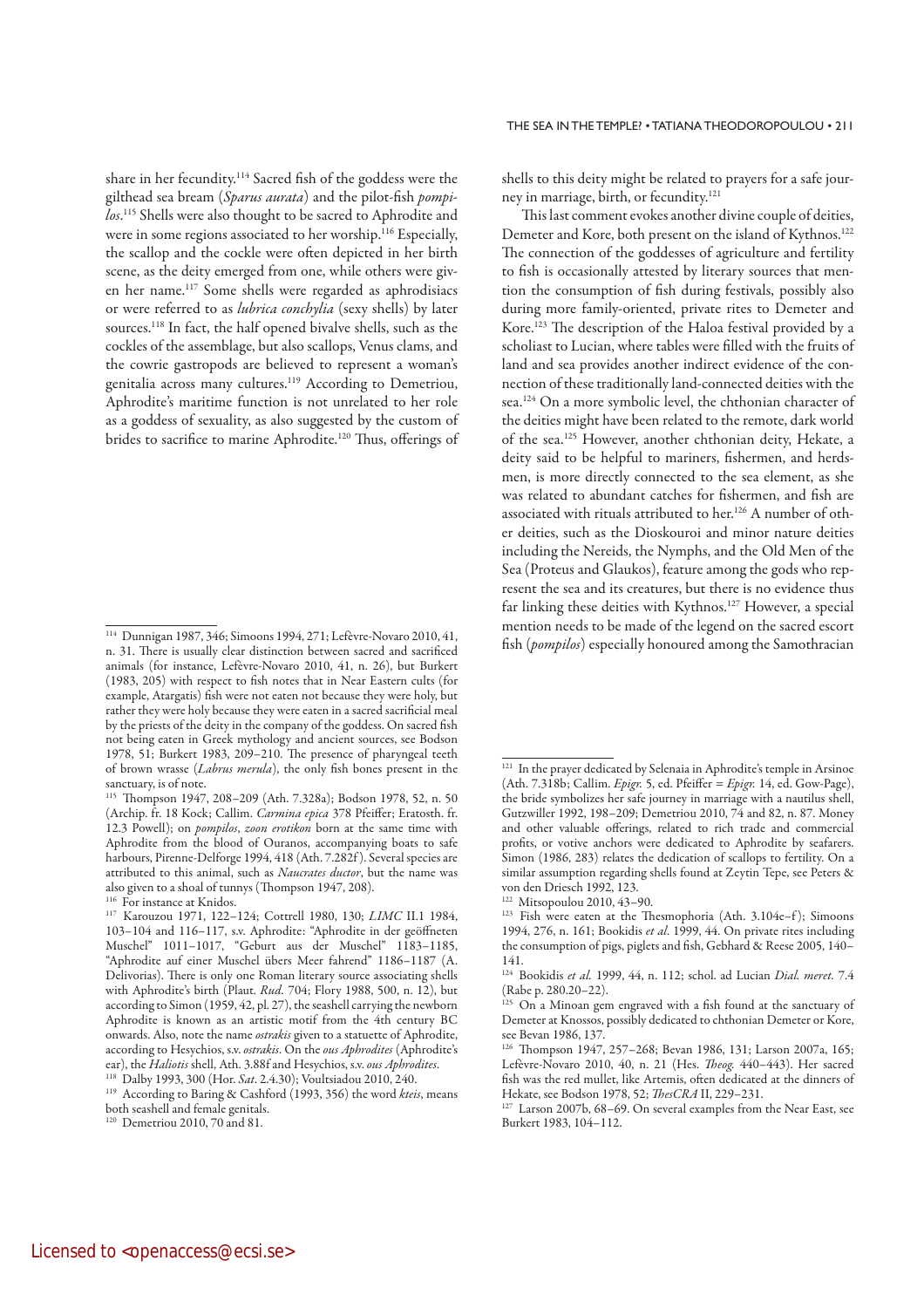share in her fecundity.[114] Sacred fish of the goddess were the gilthead sea bream (*Sparus aurata*) and the pilot-fish *pompilos*.[115] Shells were also thought to be sacred to Aphrodite and were in some regions associated to her worship.[116] Especially, the scallop and the cockle were often depicted in her birth scene, as the deity emerged from one, while others were given her name.[117] Some shells were regarded as aphrodisiacs or were referred to as *lubrica conchylia* (sexy shells) by later sources.[118] In fact, the half opened bivalve shells, such as the cockles of the assemblage, but also scallops, Venus clams, and the cowrie gastropods are believed to represent a woman's genitalia across many cultures.[119] According to Demetriou, Aphrodite's maritime function is not unrelated to her role as a goddess of sexuality, as also suggested by the custom of brides to sacrifice to marine Aphrodite.[120] Thus, offerings of shells to this deity might be related to prayers for a safe journey in marriage, birth, or fecundity.[121]

This last comment evokes another divine couple of deities, Demeter and Kore, both present on the island of Kythnos.[122] The connection of the goddesses of agriculture and fertility to fish is occasionally attested by literary sources that mention the consumption of fish during festivals, possibly also during more family-oriented, private rites to Demeter and Kore.[123] The description of the Haloa festival provided by a scholiast to Lucian, where tables were filled with the fruits of land and sea provides another indirect evidence of the connection of these traditionally land-connected deities with the sea.[124] On a more symbolic level, the chthonian character of the deities might have been related to the remote, dark world of the sea.[125] However, another chthonian deity, Hekate, a deity said to be helpful to mariners, fishermen, and herdsmen, is more directly connected to the sea element, as she was related to abundant catches for fishermen, and fish are associated with rituals attributed to her.[126] A number of other deities, such as the Dioskouroi and minor nature deities including the Nereids, the Nymphs, and the Old Men of the Sea (Proteus and Glaukos), feature among the gods who represent the sea and its creatures, but there is no evidence thus far linking these deities with Kythnos.[127] However, a special mention needs to be made of the legend on the sacred escort fish (*pompilos*) especially honoured among the Samothracian

---

[114] Dunnigan 1987, 346; Simoons 1994, 271; Lefèvre-Novaro 2010, 41, n. 31. There is usually clear distinction between sacred and sacrificed animals (for instance, Lefèvre-Novaro 2010, 41, n. 26), but Burkert (1983, 205) with respect to fish notes that in Near Eastern cults (for example, Atargatis) fish were not eaten not because they were holy, but rather they were holy because they were eaten in a sacred sacrificial meal by the priests of the deity in the company of the goddess. On sacred fish not being eaten in Greek mythology and ancient sources, see Bodson 1978, 51; Burkert 1983, 209–210. The presence of pharyngeal teeth of brown wrasse (*Labrus merula*), the only fish bones present in the sanctuary, is of note.

[115] Thompson 1947, 208–209 (Ath. 7.328a); Bodson 1978, 52, n. 50 (Archip. fr. 18 Kock; Callim. *Carmina epica* 378 Pfeiffer; Eratosth. fr. 12.3 Powell); on *pompilos*, *zoon erotikon* born at the same time with Aphrodite from the blood of Ouranos, accompanying boats to safe harbours, Pirenne-Delforge 1994, 418 (Ath. 7.282f). Several species are attributed to this animal, such as *Naucrates ductor*, but the name was also given to a shoal of tunnys (Thompson 1947, 208).

[116] For instance at Knidos.

[117] Karouzou 1971, 122–124; Cottrell 1980, 130; *LIMC* II.1 1984, 103–104 and 116–117, s.v. Aphrodite: "Aphrodite in der geöffneten Muschel" 1011–1017, "Geburt aus der Muschel" 1183–1185, "Aphrodite auf einer Muschel übers Meer fahrend" 1186–1187 (A. Delivorias). There is only one Roman literary source associating shells with Aphrodite's birth (Plaut. *Rud.* 704; Flory 1988, 500, n. 12), but according to Simon (1959, 42, pl. 27), the seashell carrying the newborn Aphrodite is known as an artistic motif from the 4th century BC onwards. Also, note the name *ostrakis* given to a statuette of Aphrodite, according to Hesychios, s.v. *ostrakis*. On the *ous Aphrodites* (Aphrodite's ear), the *Haliotis* shell, Ath. 3.88f and Hesychios, s.v. *ous Aphrodites*.

[118] Dalby 1993, 300 (Hor. *Sat*. 2.4.30); Voultsiadou 2010, 240.

[119] According to Baring & Cashford (1993, 356) the word *kteis*, means both seashell and female genitals.

[120] Demetriou 2010, 70 and 81.

[121] In the prayer dedicated by Selenaia in Aphrodite's temple in Arsinoe (Ath. 7.318b; Callim. *Epigr.* 5, ed. Pfeiffer = *Epigr.* 14, ed. Gow-Page), the bride symbolizes her safe journey in marriage with a nautilus shell, Gutzwiller 1992, 198–209; Demetriou 2010, 74 and 82, n. 87. Money and other valuable offerings, related to rich trade and commercial profits, or votive anchors were dedicated to Aphrodite by seafarers. Simon (1986, 283) relates the dedication of scallops to fertility. On a similar assumption regarding shells found at Zeytin Tepe, see Peters & von den Driesch 1992, 123.

[122] Mitsopoulou 2010, 43–90.

[123] Fish were eaten at the Thesmophoria (Ath. 3.104e–f); Simoons 1994, 276, n. 161; Bookidis *et al*. 1999, 44. On private rites including the consumption of pigs, piglets and fish, Gebhard & Reese 2005, 140–141.

[124] Bookidis *et al.* 1999, 44, n. 112; schol. ad Lucian *Dial. meret.* 7.4 (Rabe p. 280.20–22).

[125] On a Minoan gem engraved with a fish found at the sanctuary of Demeter at Knossos, possibly dedicated to chthonian Demeter or Kore, see Bevan 1986, 137.

[126] Thompson 1947, 257–268; Bevan 1986, 131; Larson 2007a, 165; Lefèvre-Novaro 2010, 40, n. 21 (Hes. *Theog.* 440–443). Her sacred fish was the red mullet, like Artemis, often dedicated at the dinners of Hekate, see Bodson 1978, 52; *ThesCRA* II, 229–231.

[127] Larson 2007b, 68–69. On several examples from the Near East, see Burkert 1983, 104–112.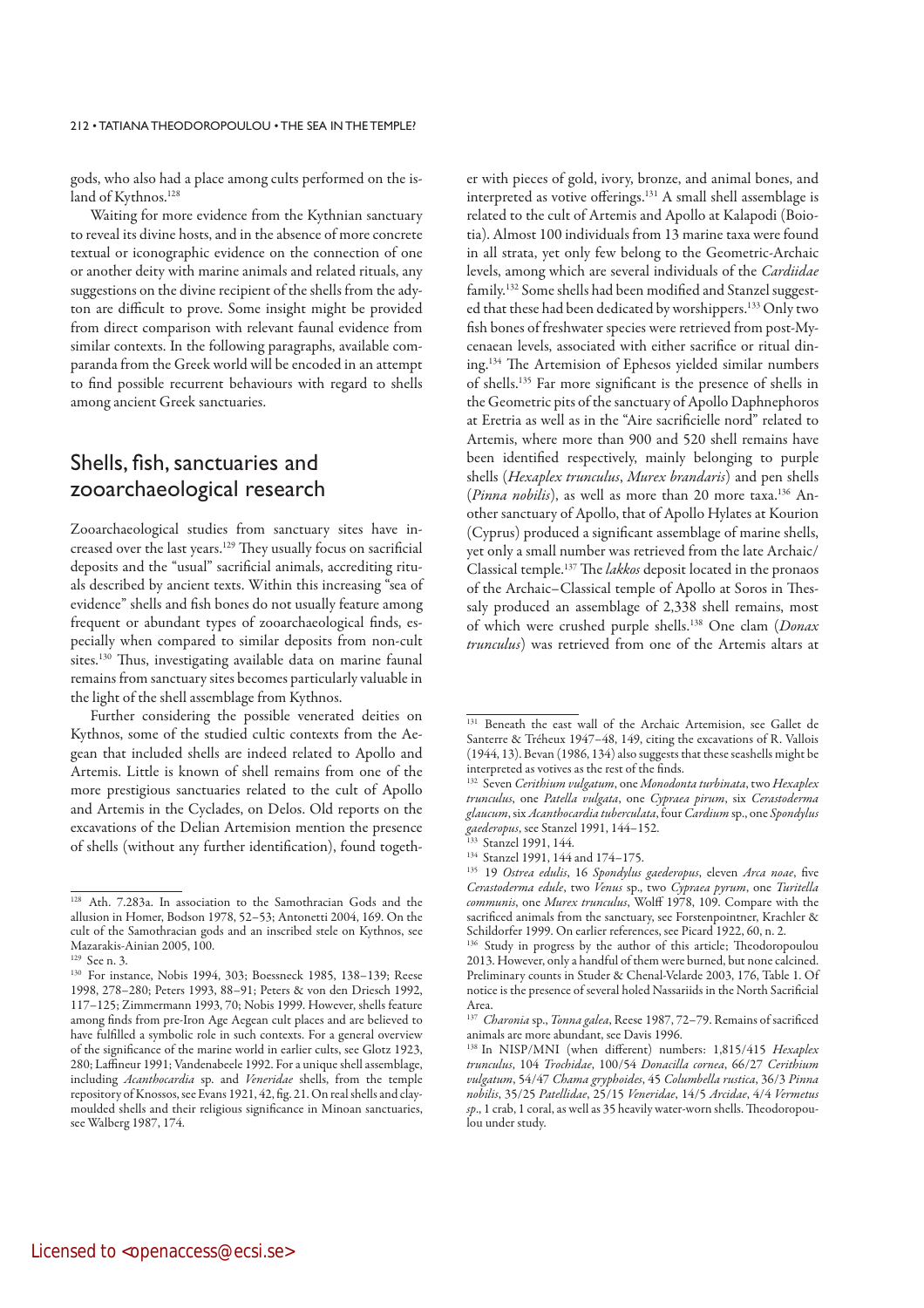gods, who also had a place among cults performed on the island of Kythnos.[128]

Waiting for more evidence from the Kythnian sanctuary to reveal its divine hosts, and in the absence of more concrete textual or iconographic evidence on the connection of one or another deity with marine animals and related rituals, any suggestions on the divine recipient of the shells from the adyton are difficult to prove. Some insight might be provided from direct comparison with relevant faunal evidence from similar contexts. In the following paragraphs, available comparanda from the Greek world will be encoded in an attempt to find possible recurrent behaviours with regard to shells among ancient Greek sanctuaries.

## Shells, fish, sanctuaries and zooarchaeological research

Zooarchaeological studies from sanctuary sites have increased over the last years.[129] They usually focus on sacrificial deposits and the "usual" sacrificial animals, accrediting rituals described by ancient texts. Within this increasing "sea of evidence" shells and fish bones do not usually feature among frequent or abundant types of zooarchaeological finds, especially when compared to similar deposits from non-cult sites.[130] Thus, investigating available data on marine faunal remains from sanctuary sites becomes particularly valuable in the light of the shell assemblage from Kythnos.

Further considering the possible venerated deities on Kythnos, some of the studied cultic contexts from the Aegean that included shells are indeed related to Apollo and Artemis. Little is known of shell remains from one of the more prestigious sanctuaries related to the cult of Apollo and Artemis in the Cyclades, on Delos. Old reports on the excavations of the Delian Artemision mention the presence of shells (without any further identification), found together with pieces of gold, ivory, bronze, and animal bones, and interpreted as votive offerings.[131] A small shell assemblage is related to the cult of Artemis and Apollo at Kalapodi (Boiotia). Almost 100 individuals from 13 marine taxa were found in all strata, yet only few belong to the Geometric-Archaic levels, among which are several individuals of the *Cardiidae* family.[132] Some shells had been modified and Stanzel suggested that these had been dedicated by worshippers.[133] Only two fish bones of freshwater species were retrieved from post-Mycenaean levels, associated with either sacrifice or ritual dining.[134] The Artemision of Ephesos yielded similar numbers of shells.[135] Far more significant is the presence of shells in the Geometric pits of the sanctuary of Apollo Daphnephoros at Eretria as well as in the "Aire sacrificielle nord" related to Artemis, where more than 900 and 520 shell remains have been identified respectively, mainly belonging to purple shells (*Hexaplex trunculus*, *Murex brandaris*) and pen shells (*Pinna nobilis*), as well as more than 20 more taxa.[136] Another sanctuary of Apollo, that of Apollo Hylates at Kourion (Cyprus) produced a significant assemblage of marine shells, yet only a small number was retrieved from the late Archaic/Classical temple.[137] The *lakkos* deposit located in the pronaos of the Archaic–Classical temple of Apollo at Soros in Thessaly produced an assemblage of 2,338 shell remains, most of which were crushed purple shells.[138] One clam (*Donax trunculus*) was retrieved from one of the Artemis altars at

---

[128] Ath. 7.283a. In association to the Samothracian Gods and the allusion in Homer, Bodson 1978, 52–53; Antonetti 2004, 169. On the cult of the Samothracian gods and an inscribed stele on Kythnos, see Mazarakis-Ainian 2005, 100.

[129] See n. 3.

[130] For instance, Nobis 1994, 303; Boessneck 1985, 138–139; Reese 1998, 278–280; Peters 1993, 88–91; Peters & von den Driesch 1992, 117–125; Zimmermann 1993, 70; Nobis 1999. However, shells feature among finds from pre-Iron Age Aegean cult places and are believed to have fulfilled a symbolic role in such contexts. For a general overview of the significance of the marine world in earlier cults, see Glotz 1923, 280; Laffineur 1991; Vandenabeele 1992. For a unique shell assemblage, including *Acanthocardia* sp. and *Veneridae* shells, from the temple repository of Knossos, see Evans 1921, 42, fig. 21. On real shells and clay-moulded shells and their religious significance in Minoan sanctuaries, see Walberg 1987, 174.

[131] Beneath the east wall of the Archaic Artemision, see Gallet de Santerre & Tréheux 1947–48, 149, citing the excavations of R. Vallois (1944, 13). Bevan (1986, 134) also suggests that these seashells might be interpreted as votives as the rest of the finds.

[132] Seven *Cerithium vulgatum*, one *Monodonta turbinata*, two *Hexaplex trunculus*, one *Patella vulgata*, one *Cypraea pirum*, six *Cerastoderma glaucum*, six *Acanthocardia tuberculata*, four *Cardium* sp., one *Spondylus gaederopus*, see Stanzel 1991, 144–152.

[133] Stanzel 1991, 144.

[134] Stanzel 1991, 144 and 174–175.

[135] 19 *Ostrea edulis*, 16 *Spondylus gaederopus*, eleven *Arca noae*, five *Cerastoderma edule*, two *Venus* sp., two *Cypraea pyrum*, one *Turitella communis*, one *Murex trunculus*, Wolff 1978, 109. Compare with the sacrificed animals from the sanctuary, see Forstenpointner, Krachler & Schildorfer 1999. On earlier references, see Picard 1922, 60, n. 2.

[136] Study in progress by the author of this article; Theodoropoulou 2013. However, only a handful of them were burned, but none calcined. Preliminary counts in Studer & Chenal-Velarde 2003, 176, Table 1. Of notice is the presence of several holed Nassariids in the North Sacrificial Area.

[137] *Charonia* sp., *Tonna galea*, Reese 1987, 72–79. Remains of sacrificed animals are more abundant, see Davis 1996.

[138] In NISP/MNI (when different) numbers: 1,815/415 *Hexaplex trunculus*, 104 *Trochidae*, 100/54 *Donacilla cornea*, 66/27 *Cerithium vulgatum*, 54/47 *Chama gryphoides*, 45 *Columbella rustica*, 36/3 *Pinna nobilis*, 35/25 *Patellidae*, 25/15 *Veneridae*, 14/5 *Arcidae*, 4/4 *Vermetus sp.*, 1 crab, 1 coral, as well as 35 heavily water-worn shells. Theodoropoulou under study.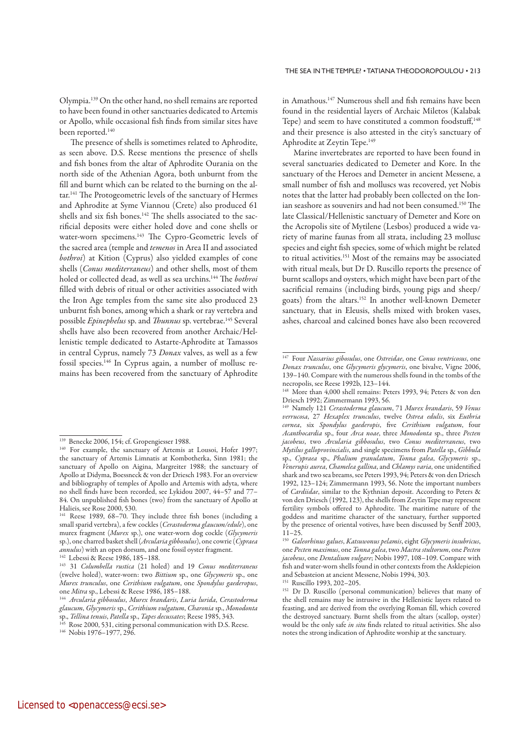Olympia.[139] On the other hand, no shell remains are reported to have been found in other sanctuaries dedicated to Artemis or Apollo, while occasional fish finds from similar sites have been reported.[140]

The presence of shells is sometimes related to Aphrodite, as seen above. D.S. Reese mentions the presence of shells and fish bones from the altar of Aphrodite Ourania on the north side of the Athenian Agora, both unburnt from the fill and burnt which can be related to the burning on the altar.[141] The Protogeometric levels of the sanctuary of Hermes and Aphrodite at Syme Viannou (Crete) also produced 61 shells and six fish bones.[142] The shells associated to the sacrificial deposits were either holed dove and cone shells or water-worn specimens.[143] The Cypro-Geometric levels of the sacred area (temple and *temenos* in Area II and associated *bothroi*) at Kition (Cyprus) also yielded examples of cone shells (*Conus mediterraneus*) and other shells, most of them holed or collected dead, as well as sea urchins.[144] The *bothroi* filled with debris of ritual or other activities associated with the Iron Age temples from the same site also produced 23 unburnt fish bones, among which a shark or ray vertebra and possible *Epinephelus* sp. and *Thunnus* sp. vertebrae.[145] Several shells have also been recovered from another Archaic/Hellenistic temple dedicated to Astarte-Aphrodite at Tamassos in central Cyprus, namely 73 *Donax* valves, as well as a few fossil species.[146] In Cyprus again, a number of mollusc remains has been recovered from the sanctuary of Aphrodite in Amathous.[147] Numerous shell and fish remains have been found in the residential layers of Archaic Miletos (Kalabak Tepe) and seem to have constituted a common foodstuff,[148] and their presence is also attested in the city's sanctuary of Aphrodite at Zeytin Tepe.[149]

Marine invertebrates are reported to have been found in several sanctuaries dedicated to Demeter and Kore. In the sanctuary of the Heroes and Demeter in ancient Messene, a small number of fish and molluscs was recovered, yet Nobis notes that the latter had probably been collected on the Ionian seashore as souvenirs and had not been consumed.[150] The late Classical/Hellenistic sanctuary of Demeter and Kore on the Acropolis site of Mytilene (Lesbos) produced a wide variety of marine faunas from all strata, including 23 mollusc species and eight fish species, some of which might be related to ritual activities.[151] Most of the remains may be associated with ritual meals, but Dr D. Ruscillo reports the presence of burnt scallops and oysters, which might have been part of the sacrificial remains (including birds, young pigs and sheep/goats) from the altars.[152] In another well-known Demeter sanctuary, that in Eleusis, shells mixed with broken vases, ashes, charcoal and calcined bones have also been recovered

---

[139] Benecke 2006, 154; cf. Gropengiesser 1988.

[140] For example, the sanctuary of Artemis at Lousoi, Hofer 1997; the sanctuary of Artemis Limnatis at Kombotherka, Sinn 1981; the sanctuary of Apollo on Aigina, Margreiter 1988; the sanctuary of Apollo at Didyma, Boessneck & von der Driesch 1983. For an overview and bibliography of temples of Apollo and Artemis with adyta, where no shell finds have been recorded, see Lykidou 2007, 44–57 and 77–84. On unpublished fish bones (two) from the sanctuary of Apollo at Halieis, see Rose 2000, 530.

[141] Reese 1989, 68–70. They include three fish bones (including a small sparid vertebra), a few cockles (*Cerastoderma glaucum/edule*), one murex fragment (*Murex* sp.), one water-worn dog cockle (*Glycymeris* sp.), one charred basket shell (*Arcularia gibbosulus*), one cowrie (*Cypraea annulus*) with an open dorsum, and one fossil oyster fragment.

[142] Lebessi & Reese 1986, 185–188.

[143] 31 *Columbella rustica* (21 holed) and 19 *Conus mediterraneus* (twelve holed), water-worn: two *Bittium* sp., one *Glycymeris* sp., one *Murex trunculus*, one *Cerithium vulgatum*, one *Spondylus gaederopus*, one *Mitra* sp., Lebessi & Reese 1986, 185–188.

[144] *Arcularia gibbosulus*, *Murex brandaris*, *Luria lurida*, *Cerastoderma glaucum*, *Glycymeris* sp., *Cerithium vulgatum*, *Charonia* sp., *Monodonta* sp., *Tellina tenuis*, *Patella* sp., *Tapes decussates*; Reese 1985, 343.

[145] Rose 2000, 531, citing personal communication with D.S. Reese.

[146] Nobis 1976–1977, 296.

[147] Four *Nassarius gibosulus*, one *Ostreidae*, one *Conus ventricosus*, one *Donax trunculus*, one *Glycymeris glycymeris*, one bivalve, Vigne 2006, 139–140. Compare with the numerous shells found in the tombs of the necropolis, see Reese 1992b, 123–144.

[148] More than 4,000 shell remains: Peters 1993, 94; Peters & von den Driesch 1992; Zimmermann 1993, 56.

[149] Namely 121 *Cerastoderma glaucum*, 71 *Murex brandaris*, 59 *Venus verrucosa*, 27 *Hexaplex trunculus*, twelve *Ostrea edulis*, six *Euthria cornea*, six *Spondylus gaederopis*, five *Cerithium vulgatum*, four *Acanthocardia* sp., four *Arca noae*, three *Monodonta* sp., three *Pecten jacobeus*, two *Arcularia gibbosulus*, two *Conus mediterraneus*, two *Mytilus galloprovincialis*, and single specimens from *Patella* sp., *Gibbula* sp., *Cypraea* sp., *Phalium granulatum*, *Tonna galea*, *Glycymeris* sp., *Venerupis aurea*, *Chamelea gallina*, and *Chlamys varia*, one unidentified shark and two sea breams, see Peters 1993, 94; Peters & von den Driesch 1992, 123–124; Zimmermann 1993, 56. Note the important numbers of *Cardiidae*, similar to the Kythnian deposit. According to Peters & von den Driesch (1992, 123), the shells from Zeytin Tepe may represent fertility symbols offered to Aphrodite. The maritime nature of the goddess and maritime character of the sanctuary, further supported by the presence of oriental votives, have been discussed by Senff 2003, 11–25.

[150] *Galeorhinus galues*, *Katsuwonus pelamis*, eight *Glycymeris insubricus*, one *Pecten maximus*, one *Tonna galea*, two *Mactra stultorum*, one *Pecten jacobeus*, one *Dentalium vulgare*; Nobis 1997, 108–109. Compare with fish and water-worn shells found in other contexts from the Asklepieion and Sebasteion at ancient Messene, Nobis 1994, 303.

[151] Ruscillo 1993, 202–205.

[152] Dr D. Ruscillo (personal communication) believes that many of the shell remains may be intrusive in the Hellenistic layers related to feasting, and are derived from the overlying Roman fill, which covered the destroyed sanctuary. Burnt shells from the altars (scallop, oyster) would be the only safe *in situ* finds related to ritual activities. She also notes the strong indication of Aphrodite worship at the sanctuary.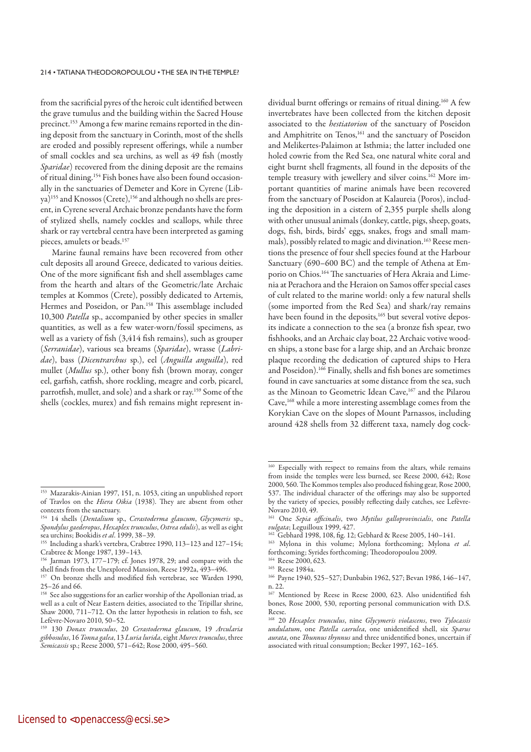from the sacrificial pyres of the heroic cult identified between the grave tumulus and the building within the Sacred House precinct.[153] Among a few marine remains reported in the dining deposit from the sanctuary in Corinth, most of the shells are eroded and possibly represent offerings, while a number of small cockles and sea urchins, as well as 49 fish (mostly *Sparidae*) recovered from the dining deposit are the remains of ritual dining.[154] Fish bones have also been found occasionally in the sanctuaries of Demeter and Kore in Cyrene (Libya)[155] and Knossos (Crete),[156] and although no shells are present, in Cyrene several Archaic bronze pendants have the form of stylized shells, namely cockles and scallops, while three shark or ray vertebral centra have been interpreted as gaming pieces, amulets or beads.[157]

Marine faunal remains have been recovered from other cult deposits all around Greece, dedicated to various deities. One of the more significant fish and shell assemblages came from the hearth and altars of the Geometric/late Archaic temples at Kommos (Crete), possibly dedicated to Artemis, Hermes and Poseidon, or Pan.[158] This assemblage included 10,300 *Patella* sp., accompanied by other species in smaller quantities, as well as a few water-worn/fossil specimens, as well as a variety of fish (3,414 fish remains), such as grouper (*Serranidae*), various sea breams (*Sparidae*), wrasse (*Labridae*), bass (*Dicentrarchus* sp.), eel (*Anguilla anguilla*), red mullet (*Mullus* sp.), other bony fish (brown moray, conger eel, garfish, catfish, shore rockling, meagre and corb, picarel, parrotfish, mullet, and sole) and a shark or ray.[159] Some of the shells (cockles, murex) and fish remains might represent individual burnt offerings or remains of ritual dining.[160] A few invertebrates have been collected from the kitchen deposit associated to the *hestiatorion* of the sanctuary of Poseidon and Amphitrite on Tenos,[161] and the sanctuary of Poseidon and Melikertes-Palaimon at Isthmia; the latter included one holed cowrie from the Red Sea, one natural white coral and eight burnt shell fragments, all found in the deposits of the temple treasury with jewellery and silver coins.[162] More important quantities of marine animals have been recovered from the sanctuary of Poseidon at Kalaureia (Poros), including the deposition in a cistern of 2,355 purple shells along with other unusual animals (donkey, cattle, pigs, sheep, goats, dogs, fish, birds, birds' eggs, snakes, frogs and small mammals), possibly related to magic and divination.[163] Reese mentions the presence of four shell species found at the Harbour Sanctuary (690–600 BC) and the temple of Athena at Emporio on Chios.[164] The sanctuaries of Hera Akraia and Limenia at Perachora and the Heraion on Samos offer special cases of cult related to the marine world: only a few natural shells (some imported from the Red Sea) and shark/ray remains have been found in the deposits,[165] but several votive deposits indicate a connection to the sea (a bronze fish spear, two fishhooks, and an Archaic clay boat, 22 Archaic votive wooden ships, a stone base for a large ship, and an Archaic bronze plaque recording the dedication of captured ships to Hera and Poseidon).[166] Finally, shells and fish bones are sometimes found in cave sanctuaries at some distance from the sea, such as the Minoan to Geometric Idean Cave,[167] and the Pilarou Cave,[168] while a more interesting assemblage comes from the Korykian Cave on the slopes of Mount Parnassos, including around 428 shells from 32 different taxa, namely dog cock-

---

[153] Mazarakis-Ainian 1997, 151, n. 1053, citing an unpublished report of Travlos on the *Hiera Oikia* (1938). They are absent from other contexts from the sanctuary.

[154] 14 shells (*Dentalium* sp., *Cerastoderma glaucum*, *Glycymeris* sp., *Spondylus gaederopus*, *Hexaplex trunculus*, *Ostrea edulis*), as well as eight sea urchins; Bookidis *et al*. 1999, 38–39.

[155] Including a shark's vertebra, Crabtree 1990, 113–123 and 127–154; Crabtree & Monge 1987, 139–143.

[156] Jarman 1973, 177–179; cf. Jones 1978, 29; and compare with the shell finds from the Unexplored Mansion, Reese 1992a, 493–496.

[157] On bronze shells and modified fish vertebrae, see Warden 1990, 25–26 and 66.

[158] See also suggestions for an earlier worship of the Apollonian triad, as well as a cult of Near Eastern deities, associated to the Tripillar shrine, Shaw 2000, 711–712. On the latter hypothesis in relation to fish, see Lefèvre-Novaro 2010, 50–52.

[159] 130 *Donax trunculus*, 20 *Cerastoderma glaucum*, 19 *Arcularia gibbosulus*, 16 *Tonna galea*, 13 *Luria lurida*, eight *Murex trunculus*, three *Semicassis* sp.; Reese 2000, 571–642; Rose 2000, 495–560.

[160] Especially with respect to remains from the altars, while remains from inside the temples were less burned, see Reese 2000, 642; Rose 2000, 560. The Kommos temples also produced fishing gear, Rose 2000, 537. The individual character of the offerings may also be supported by the variety of species, possibly reflecting daily catches, see Lefèvre-Novaro 2010, 49.

[161] One *Sepia officinalis*, two *Mytilus galloprovincialis*, one *Patella vulgata*; Leguilloux 1999, 427.

[162] Gebhard 1998, 108, fig. 12; Gebhard & Reese 2005, 140–141.

[163] Mylona in this volume; Mylona forthcoming; Mylona *et al*. forthcoming; Syrides forthcoming; Theodoropoulou 2009.

[164] Reese 2000, 623.

[165] Reese 1984a.

[166] Payne 1940, 525–527; Dunbabin 1962, 527; Bevan 1986, 146–147, n. 22.

[167] Mentioned by Reese in Reese 2000, 623. Also unidentified fish bones, Rose 2000, 530, reporting personal communication with D.S. Reese.

[168] 20 *Hexaplex trunculus*, nine *Glycymeris violascens*, two *Tylocassis undulatum*, one *Patella caerulea*, one unidentified shell, six *Sparus aurata*, one *Thunnus thynnus* and three unidentified bones, uncertain if associated with ritual consumption; Becker 1997, 162–165.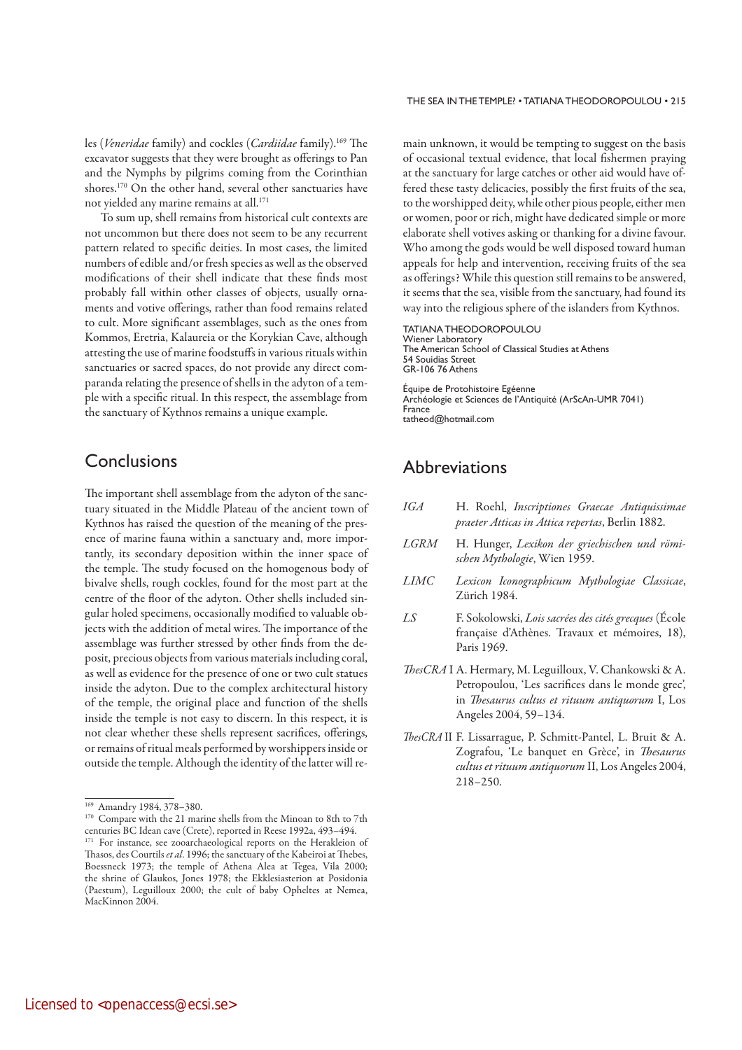les (*Veneridae* family) and cockles (*Cardiidae* family).[169] The excavator suggests that they were brought as offerings to Pan and the Nymphs by pilgrims coming from the Corinthian shores.[170] On the other hand, several other sanctuaries have not yielded any marine remains at all.[171]

To sum up, shell remains from historical cult contexts are not uncommon but there does not seem to be any recurrent pattern related to specific deities. In most cases, the limited numbers of edible and/or fresh species as well as the observed modifications of their shell indicate that these finds most probably fall within other classes of objects, usually ornaments and votive offerings, rather than food remains related to cult. More significant assemblages, such as the ones from Kommos, Eretria, Kalaureia or the Korykian Cave, although attesting the use of marine foodstuffs in various rituals within sanctuaries or sacred spaces, do not provide any direct comparanda relating the presence of shells in the adyton of a temple with a specific ritual. In this respect, the assemblage from the sanctuary of Kythnos remains a unique example.

## Conclusions

The important shell assemblage from the adyton of the sanctuary situated in the Middle Plateau of the ancient town of Kythnos has raised the question of the meaning of the presence of marine fauna within a sanctuary and, more importantly, its secondary deposition within the inner space of the temple. The study focused on the homogenous body of bivalve shells, rough cockles, found for the most part at the centre of the floor of the adyton. Other shells included singular holed specimens, occasionally modified to valuable objects with the addition of metal wires. The importance of the assemblage was further stressed by other finds from the deposit, precious objects from various materials including coral, as well as evidence for the presence of one or two cult statues inside the adyton. Due to the complex architectural history of the temple, the original place and function of the shells inside the temple is not easy to discern. In this respect, it is not clear whether these shells represent sacrifices, offerings, or remains of ritual meals performed by worshippers inside or outside the temple. Although the identity of the latter will remain unknown, it would be tempting to suggest on the basis of occasional textual evidence, that local fishermen praying at the sanctuary for large catches or other aid would have offered these tasty delicacies, possibly the first fruits of the sea, to the worshipped deity, while other pious people, either men or women, poor or rich, might have dedicated simple or more elaborate shell votives asking or thanking for a divine favour. Who among the gods would be well disposed toward human appeals for help and intervention, receiving fruits of the sea as offerings? While this question still remains to be answered, it seems that the sea, visible from the sanctuary, had found its way into the religious sphere of the islanders from Kythnos.

TATIANA THEODOROPOULOU
Wiener Laboratory
The American School of Classical Studies at Athens
54 Souidias Street
GR-106 76 Athens

Équipe de Protohistoire Egéenne
Archéologie et Sciences de l'Antiquité (ArScAn-UMR 7041)
France
tatheod@hotmail.com

## Abbreviations

*IGA* H. Roehl, *Inscriptiones Graecae Antiquissimae praeter Atticas in Attica repertas*, Berlin 1882.

*LGRM* H. Hunger, *Lexikon der griechischen und römischen Mythologie*, Wien 1959.

*LIMC* *Lexicon Iconographicum Mythologiae Classicae*, Zürich 1984.

*LS* F. Sokolowski, *Lois sacrées des cités grecques* (École française d'Athènes. Travaux et mémoires, 18), Paris 1969.

*ThesCRA* I A. Hermary, M. Leguilloux, V. Chankowski & A. Petropoulou, 'Les sacrifices dans le monde grec', in *Thesaurus cultus et rituum antiquorum* I, Los Angeles 2004, 59–134.

*ThesCRA* II F. Lissarrague, P. Schmitt-Pantel, L. Bruit & A. Zografou, 'Le banquet en Grèce', in *Thesaurus cultus et rituum antiquorum* II, Los Angeles 2004, 218–250.

[169] Amandry 1984, 378–380.

[170] Compare with the 21 marine shells from the Minoan to 8th to 7th centuries BC Idean cave (Crete), reported in Reese 1992a, 493–494.

[171] For instance, see zooarchaeological reports on the Herakleion of Thasos, des Courtils *et al*. 1996; the sanctuary of the Kabeiroi at Thebes, Boessneck 1973; the temple of Athena Alea at Tegea, Vila 2000; the shrine of Glaukos, Jones 1978; the Ekklesiasterion at Posidonia (Paestum), Leguilloux 2000; the cult of baby Opheltes at Nemea, MacKinnon 2004.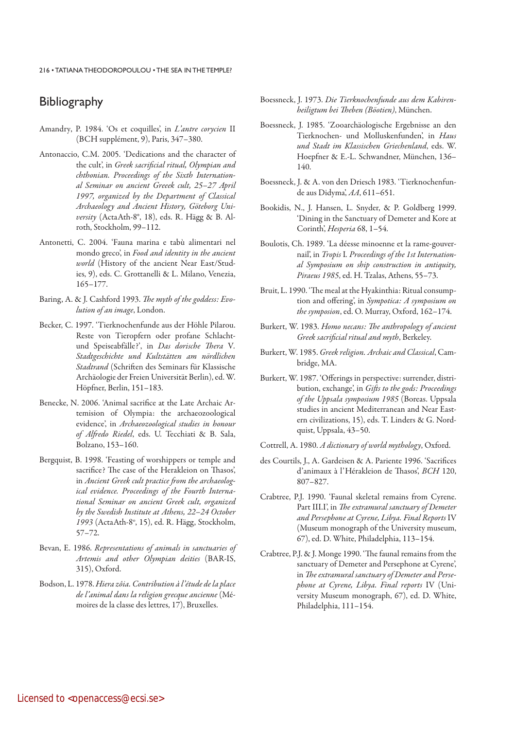## Bibliography

Amandry, P. 1984. 'Os et coquilles', in *L'antre corycien* II (BCH supplément, 9), Paris, 347–380.

Antonaccio, C.M. 2005. 'Dedications and the character of the cult', in *Greek sacrificial ritual, Olympian and chthonian. Proceedings of the Sixth International Seminar on ancient Greeek cult, 25–27 April 1997, organized by the Department of Classical Archaeology and Ancient History, Göteborg University* (ActaAth-8°, 18), eds. R. Hägg & B. Alroth, Stockholm, 99–112.

Antonetti, C. 2004. 'Fauna marina e tabù alimentari nel mondo greco', in *Food and identity in the ancient world* (History of the ancient Near East/Studies, 9), eds. C. Grottanelli & L. Milano, Venezia, 165–177.

Baring, A. & J. Cashford 1993. *The myth of the goddess: Evolution of an image*, London.

Becker, C. 1997. 'Tierknochenfunde aus der Höhle Pilarou. Reste von Tieropfern oder profane Schlacht- und Speiseabfälle?', in *Das dorische Thera* V. *Stadtgeschichte und Kultstätten am nördlichen Stadtrand* (Schriften des Seminars für Klassische Archäologie der Freien Universität Berlin), ed. W. Höpfner, Berlin, 151–183.

Benecke, N. 2006. 'Animal sacrifice at the Late Archaic Artemision of Olympia: the archaeozoological evidence', in *Archaeozoological studies in honour of Alfredo Riedel*, eds. U. Tecchiati & B. Sala, Bolzano, 153–160.

Bergquist, B. 1998. 'Feasting of worshippers or temple and sacrifice? The case of the Herakleion on Thasos', in *Ancient Greek cult practice from the archaeological evidence. Proceedings of the Fourth International Seminar on ancient Greek cult, organized by the Swedish Institute at Athens, 22–24 October 1993* (ActaAth-8°, 15), ed. R. Hägg, Stockholm, 57–72.

Bevan, E. 1986. *Representations of animals in sanctuaries of Artemis and other Olympian deities* (BAR-IS, 315), Oxford.

Bodson, L. 1978. *Hiera zôia. Contribution à l'étude de la place de l'animal dans la religion grecque ancienne* (Mémoires de la classe des lettres, 17), Bruxelles.

Boessneck, J. 1973. *Die Tierknochenfunde aus dem Kabirenheiligtum bei Theben (Böotien)*, München.

Boessneck, J. 1985. 'Zooarchäologische Ergebnisse an den Tierknochen- und Molluskenfunden', in *Haus und Stadt im Klassischen Griechenland*, eds. W. Hoepfner & E.-L. Schwandner, München, 136–140.

Boessneck, J. & A. von den Driesch 1983. 'Tierknochenfunde aus Didyma', *AA*, 611–651.

Bookidis, N., J. Hansen, L. Snyder, & P. Goldberg 1999. 'Dining in the Sanctuary of Demeter and Kore at Corinth', *Hesperia* 68, 1–54.

Boulotis, Ch. 1989. 'La déesse minoenne et la rame-gouvernail', in *Tropis* I. *Proceedings of the 1st International Symposium on ship construction in antiquity, Piraeus 1985*, ed. H. Tzalas, Athens, 55–73.

Bruit, L. 1990. 'The meal at the Hyakinthia: Ritual consumption and offering', in *Sympotica: A symposium on the symposion*, ed. O. Murray, Oxford, 162–174.

Burkert, W. 1983. *Homo necans: The anthropology of ancient Greek sacrificial ritual and myth*, Berkeley.

Burkert, W. 1985. *Greek religion. Archaic and Classical*, Cambridge, MA.

Burkert, W. 1987. 'Offerings in perspective: surrender, distribution, exchange', in *Gifts to the gods: Proceedings of the Uppsala symposium 1985* (Boreas. Uppsala studies in ancient Mediterranean and Near Eastern civilizations, 15), eds. T. Linders & G. Nordquist, Uppsala, 43–50.

Cottrell, A. 1980. *A dictionary of world mythology*, Oxford.

des Courtils, J., A. Gardeisen & A. Pariente 1996. 'Sacrifices d'animaux à l'Hérakleion de Thasos', *BCH* 120, 807–827.

Crabtree, P.J. 1990. 'Faunal skeletal remains from Cyrene. Part III.I', in *The extramural sanctuary of Demeter and Persephone at Cyrene, Libya. Final Reports* IV (Museum monograph of the University museum, 67), ed. D. White, Philadelphia, 113–154.

Crabtree, P.J. & J. Monge 1990. 'The faunal remains from the sanctuary of Demeter and Persephone at Cyrene', in *The extramural sanctuary of Demeter and Persephone at Cyrene, Libya. Final reports* IV (University Museum monograph, 67), ed. D. White, Philadelphia, 111–154.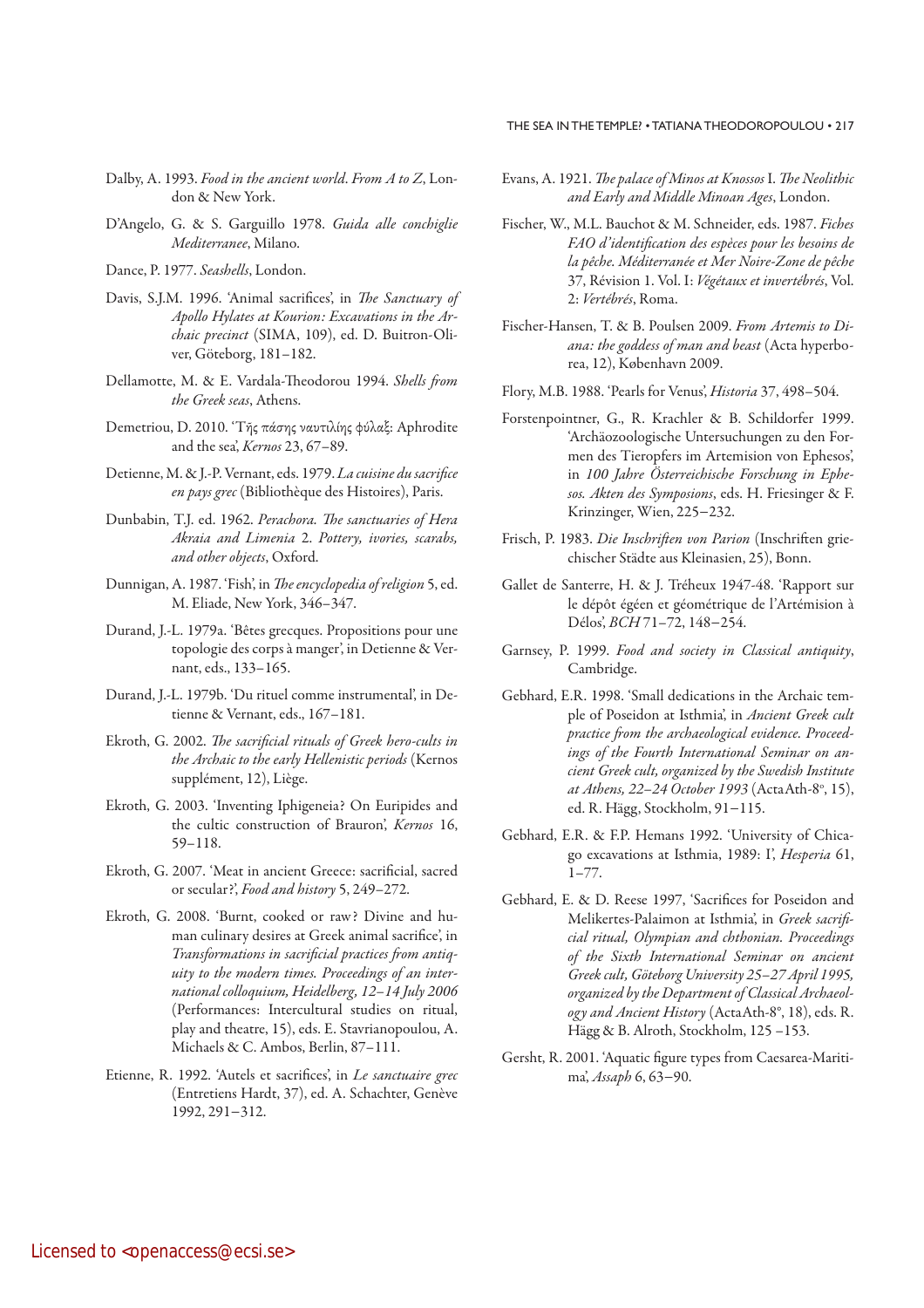Dalby, A. 1993. *Food in the ancient world. From A to Z*, London & New York.

D'Angelo, G. & S. Garguillo 1978. *Guida alle conchiglie Mediterranee*, Milano.

Dance, P. 1977. *Seashells*, London.

Davis, S.J.M. 1996. 'Animal sacrifices', in *The Sanctuary of Apollo Hylates at Kourion: Excavations in the Archaic precinct* (SIMA, 109), ed. D. Buitron-Oliver, Göteborg, 181–182.

Dellamotte, M. & E. Vardala-Theodorou 1994. *Shells from the Greek seas*, Athens.

Demetriou, D. 2010. 'Τῆς πάσης ναυτιλίης φύλαξ: Aphrodite and the sea', *Kernos* 23, 67–89.

Detienne, M. & J.-P. Vernant, eds. 1979. *La cuisine du sacrifice en pays grec* (Bibliothèque des Histoires), Paris.

Dunbabin, T.J. ed. 1962. *Perachora. The sanctuaries of Hera Akraia and Limenia* 2. *Pottery, ivories, scarabs, and other objects*, Oxford.

Dunnigan, A. 1987. 'Fish', in *The encyclopedia of religion* 5, ed. M. Eliade, New York, 346–347.

Durand, J.-L. 1979a. 'Bêtes grecques. Propositions pour une topologie des corps à manger', in Detienne & Vernant, eds., 133–165.

Durand, J.-L. 1979b. 'Du rituel comme instrumental', in Detienne & Vernant, eds., 167–181.

Ekroth, G. 2002. *The sacrificial rituals of Greek hero-cults in the Archaic to the early Hellenistic periods* (Kernos supplément, 12), Liège.

Ekroth, G. 2003. 'Inventing Iphigeneia? On Euripides and the cultic construction of Brauron', *Kernos* 16, 59–118.

Ekroth, G. 2007. 'Meat in ancient Greece: sacrificial, sacred or secular?', *Food and history* 5, 249–272.

Ekroth, G. 2008. 'Burnt, cooked or raw? Divine and human culinary desires at Greek animal sacrifice', in *Transformations in sacrificial practices from antiquity to the modern times. Proceedings of an international colloquium, Heidelberg, 12–14 July 2006* (Performances: Intercultural studies on ritual, play and theatre, 15), eds. E. Stavrianopoulou, A. Michaels & C. Ambos, Berlin, 87–111.

Etienne, R. 1992. 'Autels et sacrifices', in *Le sanctuaire grec* (Entretiens Hardt, 37), ed. A. Schachter, Genève 1992, 291–312.

Evans, A. 1921. *The palace of Minos at Knossos* I. *The Neolithic and Early and Middle Minoan Ages*, London.

Fischer, W., M.L. Bauchot & M. Schneider, eds. 1987. *Fiches FAO d'identification des espèces pour les besoins de la pêche. Méditerranée et Mer Noire-Zone de pêche* 37, Révision 1. Vol. I: *Végétaux et invertébrés*, Vol. 2: *Vertébrés*, Roma.

Fischer-Hansen, T. & B. Poulsen 2009. *From Artemis to Diana: the goddess of man and beast* (Acta hyperborea, 12), København 2009.

Flory, M.B. 1988. 'Pearls for Venus', *Historia* 37, 498–504.

Forstenpointner, G., R. Krachler & B. Schildorfer 1999. 'Archäozoologische Untersuchungen zu den Formen des Tieropfers im Artemision von Ephesos', in *100 Jahre Österreichische Forschung in Ephesos. Akten des Symposions*, eds. H. Friesinger & F. Krinzinger, Wien, 225–232.

Frisch, P. 1983. *Die Inschriften von Parion* (Inschriften griechischer Städte aus Kleinasien, 25), Bonn.

Gallet de Santerre, H. & J. Tréheux 1947-48. 'Rapport sur le dépôt égéen et géométrique de l'Artémision à Délos', *BCH* 71–72, 148–254.

Garnsey, P. 1999. *Food and society in Classical antiquity*, Cambridge.

Gebhard, E.R. 1998. 'Small dedications in the Archaic temple of Poseidon at Isthmia', in *Ancient Greek cult practice from the archaeological evidence. Proceedings of the Fourth International Seminar on ancient Greek cult, organized by the Swedish Institute at Athens, 22–24 October 1993* (ActaAth-8°, 15), ed. R. Hägg, Stockholm, 91–115.

Gebhard, E.R. & F.P. Hemans 1992. 'University of Chicago excavations at Isthmia, 1989: I', *Hesperia* 61, 1–77.

Gebhard, E. & D. Reese 1997, 'Sacrifices for Poseidon and Melikertes-Palaimon at Isthmia', in *Greek sacrificial ritual, Olympian and chthonian. Proceedings of the Sixth International Seminar on ancient Greek cult, Göteborg University 25–27 April 1995, organized by the Department of Classical Archaeology and Ancient History* (ActaAth-8°, 18), eds. R. Hägg & B. Alroth, Stockholm, 125–153.

Gersht, R. 2001. 'Aquatic figure types from Caesarea-Maritima', *Assaph* 6, 63–90.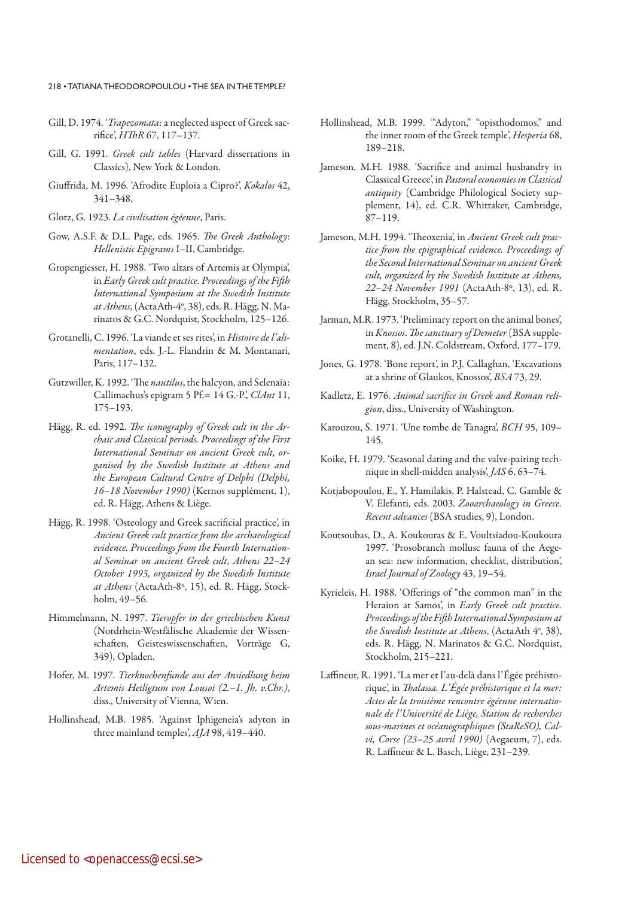Gill, D. 1974. '*Trapezomata*: a neglected aspect of Greek sacrifice', *HThR* 67, 117–137.

Gill, G. 1991. *Greek cult tables* (Harvard dissertations in Classics), New York & London.

Giuffrida, M. 1996. 'Afrodite Euploia a Cipro?', *Kokalos* 42, 341–348.

Glotz, G. 1923. *La civilisation égéenne*, Paris.

Gow, A.S.F. & D.L. Page, eds. 1965. *The Greek Anthology*: *Hellenistic Epigrams* I–II, Cambridge.

Gropengiesser, H. 1988. 'Two altars of Artemis at Olympia', in *Early Greek cult practice. Proceedings of the Fifth International Symposium at the Swedish Institute at Athens*, (ActaAth-4º, 38), eds. R. Hägg, N. Marinatos & G.C. Nordquist, Stockholm, 125–126.

Grotanelli, C. 1996. 'La viande et ses rites', in *Histoire de l'alimentation*, eds. J.-L. Flandrin & M. Montanari, Paris, 117–132.

Gutzwiller, K. 1992. 'The *nautilus*, the halcyon, and Selenaia: Callimachus's epigram 5 Pf.= 14 G.-P.', *ClAnt* 11, 175–193.

Hägg, R. ed. 1992. *The iconography of Greek cult in the Archaic and Classical periods. Proceedings of the First International Seminar on ancient Greek cult, organised by the Swedish Institute at Athens and the European Cultural Centre of Delphi (Delphi, 16–18 November 1990)* (Kernos supplément, 1), ed. R. Hägg, Athens & Liège.

Hägg, R. 1998. 'Osteology and Greek sacrificial practice', in *Ancient Greek cult practice from the archaeological evidence. Proceedings from the Fourth International Seminar on ancient Greek cult, Athens 22–24 October 1993, organized by the Swedish Institute at Athens* (ActaAth-8º, 15), ed. R. Hägg, Stockholm, 49–56.

Himmelmann, N. 1997. *Tieropfer in der griechischen Kunst* (Nordrhein-Westfälische Akademie der Wissenschaften, Geisteswissenschaften, Vorträge G, 349), Opladen.

Hofer, M. 1997. *Tierknochenfunde aus der Ansiedlung beim Artemis Heiligtum von Lousoi (2.–1. Jh. v.Chr.)*, diss., University of Vienna, Wien.

Hollinshead, M.B. 1985. 'Against Iphigeneia's adyton in three mainland temples', *AJA* 98, 419–440.

Hollinshead, M.B. 1999. '"Adyton," "opisthodomos," and the inner room of the Greek temple', *Hesperia* 68, 189–218.

Jameson, M.H. 1988. 'Sacrifice and animal husbandry in Classical Greece', in *Pastoral economies in Classical antiquity* (Cambridge Philological Society supplement, 14), ed. C.R. Whittaker, Cambridge, 87–119.

Jameson, M.H. 1994. 'Theoxenia', in *Ancient Greek cult practice from the epigraphical evidence. Proceedings of the Second International Seminar on ancient Greek cult, organized by the Swedish Institute at Athens, 22–24 November 1991* (ActaAth-8º, 13), ed. R. Hägg, Stockholm, 35–57.

Jarman, M.R. 1973. 'Preliminary report on the animal bones', in *Knossos. The sanctuary of Demeter* (BSA supplement, 8), ed. J.N. Coldstream, Oxford, 177–179.

Jones, G. 1978. 'Bone report', in P.J. Callaghan, 'Excavations at a shrine of Glaukos, Knossos', *BSA* 73, 29.

Kadletz, E. 1976. *Animal sacrifice in Greek and Roman religion*, diss., University of Washington.

Karouzou, S. 1971. 'Une tombe de Tanagra', *BCH* 95, 109–145.

Koike, H. 1979. 'Seasonal dating and the valve-pairing technique in shell-midden analysis', *JAS* 6, 63–74.

Kotjabopoulou, E., Y. Hamilakis, P. Halstead, C. Gamble & V. Elefanti, eds. 2003. *Zooarchaeology in Greece. Recent advances* (BSA studies, 9), London.

Koutsoubas, D., A. Koukouras & E. Voultsiadou-Koukoura 1997. 'Prosobranch mollusc fauna of the Aegean sea: new information, checklist, distribution', *Israel Journal of Zoology* 43, 19–54.

Kyrieleis, H. 1988. 'Offerings of "the common man" in the Heraion at Samos', in *Early Greek cult practice. Proceedings of the Fifth International Symposium at the Swedish Institute at Athens*, (ActaAth 4º, 38), eds. R. Hägg, N. Marinatos & G.C. Nordquist, Stockholm, 215–221.

Laffineur, R. 1991. 'La mer et l'au-delà dans l'Égée préhistorique', in *Thalassa. L'Égée préhistorique et la mer: Actes de la troisième rencontre égéenne internationale de l'Université de Liège, Station de recherches sous-marines et océanographiques (StaReSO), Calvi, Corse (23–25 avril 1990)* (Aegaeum, 7), eds. R. Laffineur & L. Basch, Liège, 231–239.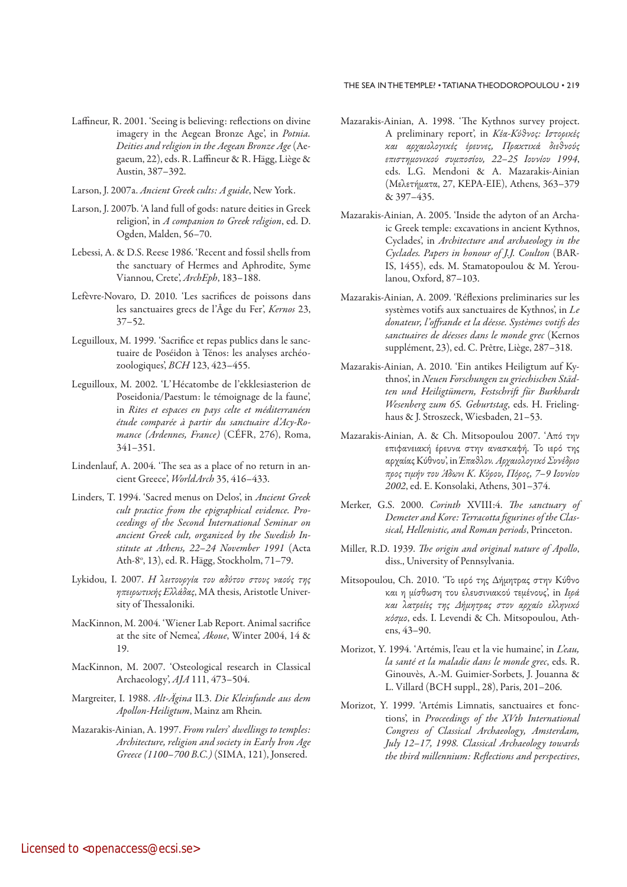Laffineur, R. 2001. 'Seeing is believing: reflections on divine imagery in the Aegean Bronze Age', in *Potnia. Deities and religion in the Aegean Bronze Age* (Aegaeum, 22), eds. R. Laffineur & R. Hägg, Liège & Austin, 387–392.

Larson, J. 2007a. *Ancient Greek cults: A guide*, New York.

Larson, J. 2007b. 'A land full of gods: nature deities in Greek religion', in *A companion to Greek religion*, ed. D. Ogden, Malden, 56–70.

Lebessi, A. & D.S. Reese 1986. 'Recent and fossil shells from the sanctuary of Hermes and Aphrodite, Syme Viannou, Crete', *ArchEph*, 183–188.

Lefèvre-Novaro, D. 2010. 'Les sacrifices de poissons dans les sanctuaires grecs de l'Âge du Fer', *Kernos* 23, 37–52.

Leguilloux, M. 1999. 'Sacrifice et repas publics dans le sanctuaire de Poséidon à Ténos: les analyses archéozoologiques', *BCH* 123, 423–455.

Leguilloux, M. 2002. 'L'Hécatombe de l'ekklesiasterion de Poseidonia/Paestum: le témoignage de la faune', in *Rites et espaces en pays celte et méditerranéen étude comparée à partir du sanctuaire d'Acy-Romance (Ardennes, France)* (CÉFR, 276), Roma, 341–351.

Lindenlauf, A. 2004. 'The sea as a place of no return in ancient Greece', *WorldArch* 35, 416–433.

Linders, T. 1994. 'Sacred menus on Delos', in *Ancient Greek cult practice from the epigraphical evidence. Proceedings of the Second International Seminar on ancient Greek cult, organized by the Swedish Institute at Athens, 22–24 November 1991* (Acta Ath-8°, 13), ed. R. Hägg, Stockholm, 71–79.

Lykidou, I. 2007. *Η λειτουργία του αδύτου στους ναούς της ηπειρωτικής Ελλάδας*, MA thesis, Aristotle University of Thessaloniki.

MacKinnon, M. 2004. 'Wiener Lab Report. Animal sacrifice at the site of Nemea', *Akoue*, Winter 2004, 14 & 19.

MacKinnon, M. 2007. 'Osteological research in Classical Archaeology', *AJA* 111, 473–504.

Margreiter, I. 1988. *Alt-Ägina* II.3. *Die Kleinfunde aus dem Apollon-Heiligtum*, Mainz am Rhein.

Mazarakis-Ainian, A. 1997. *From rulers' dwellings to temples: Architecture, religion and society in Early Iron Age Greece (1100–700 B.C.)* (SIMA, 121), Jonsered.

Mazarakis-Ainian, A. 1998. 'The Kythnos survey project. A preliminary report', in *Κέα-Κύθνος: Ιστορικές και αρχαιολογικές έρευνες, Πρακτικά διεθνούς επιστημονικού συμποσίου, 22–25 Ιουνίου 1994*, eds. L.G. Mendoni & A. Mazarakis-Ainian (Μελετήματα, 27, ΚΕΡΑ-ΕΙΕ), Athens, 363–379 & 397–435.

Mazarakis-Ainian, A. 2005. 'Inside the adyton of an Archaic Greek temple: excavations in ancient Kythnos, Cyclades', in *Architecture and archaeology in the Cyclades. Papers in honour of J.J. Coulton* (BAR-IS, 1455), eds. M. Stamatopoulou & M. Yeroulanou, Oxford, 87–103.

Mazarakis-Ainian, A. 2009. 'Réflexions preliminaries sur les systèmes votifs aux sanctuaires de Kythnos', in *Le donateur, l'offrande et la déesse. Systèmes votifs des sanctuaires de déesses dans le monde grec* (Kernos supplément, 23), ed. C. Prêtre, Liège, 287–318.

Mazarakis-Ainian, A. 2010. 'Ein antikes Heiligtum auf Kythnos', in *Neuen Forschungen zu griechischen Städten und Heiligtümern, Festschrift für Burkhardt Wesenberg zum 65. Geburtstag*, eds. H. Frielinghaus & J. Stroszeck, Wiesbaden, 21–53.

Mazarakis-Ainian, A. & Ch. Mitsopoulou 2007. 'Από την επιφανειακή έρευνα στην ανασκαφή. Το ιερό της αρχαίας Κύθνου', in *Έπαθλον. Αρχαιολογικό Συνέδριο προς τιμήν του Άδωνι Κ. Κύρου, Πόρος, 7–9 Ιουνίου 2002*, ed. E. Konsolaki, Athens, 301–374.

Merker, G.S. 2000. *Corinth* XVIII:4. *The sanctuary of Demeter and Kore: Terracotta figurines of the Classical, Hellenistic, and Roman periods*, Princeton.

Miller, R.D. 1939. *The origin and original nature of Apollo*, diss., University of Pennsylvania.

Mitsopoulou, Ch. 2010. 'Το ιερό της Δήμητρας στην Κύθνο και η μίσθωση του ελευσινιακού τεμένους', in *Ιερά και λατρείες της Δήμητρας στον αρχαίο ελληνικό κόσμο*, eds. I. Levendi & Ch. Mitsopoulou, Athens, 43–90.

Morizot, Y. 1994. 'Artémis, l'eau et la vie humaine', in *L'eau, la santé et la maladie dans le monde grec*, eds. R. Ginouvès, A.-M. Guimier-Sorbets, J. Jouanna & L. Villard (BCH suppl., 28), Paris, 201–206.

Morizot, Y. 1999. 'Artémis Limnatis, sanctuaires et fonctions', in *Proceedings of the XVth International Congress of Classical Archaeology, Amsterdam, July 12–17, 1998. Classical Archaeology towards the third millennium: Reflections and perspectives*,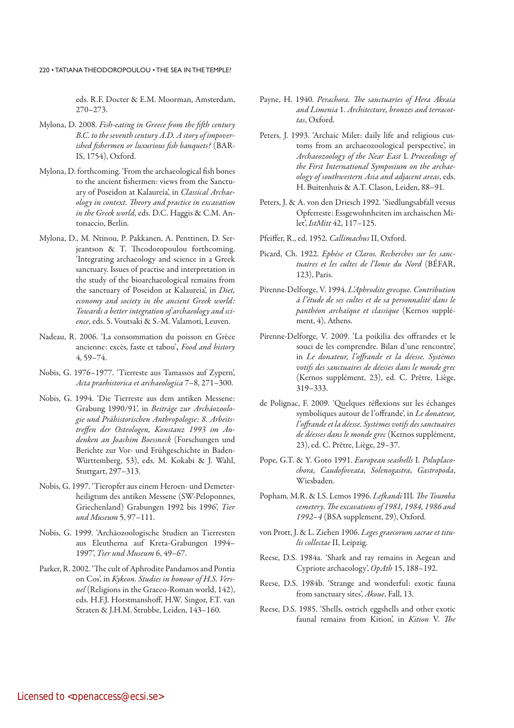eds. R.F. Docter & E.M. Moorman, Amsterdam, 270–273.

Mylona, D. 2008. *Fish-eating in Greece from the fifth century B.C. to the seventh century A.D. A story of impoverished fishermen or luxurious fish banquets?* (BAR-IS, 1754), Oxford.

Mylona, D. forthcoming. 'From the archaeological fish bones to the ancient fishermen: views from the Sanctuary of Poseidon at Kalaureia', in *Classical Archaeology in context. Theory and practice in excavation in the Greek world*, eds. D.C. Haggis & C.M. Antonaccio, Berlin.

Mylona, D., M. Ntinou, P. Pakkanen, A. Penttinen, D. Serjeantson & T. Theodoropoulou forthcoming. 'Integrating archaeology and science in a Greek sanctuary. Issues of practise and interpretation in the study of the bioarchaeological remains from the sanctuary of Poseidon at Kalaureia', in *Diet, economy and society in the ancient Greek world: Towards a better integration of archaeology and science*, eds. S. Voutsaki & S.-M. Valamoti, Leuven.

Nadeau, R. 2006. 'La consommation du poisson en Grèce ancienne: excès, faste et tabou', *Food and history* 4, 59–74.

Nobis, G. 1976–1977. 'Tierreste aus Tamassos auf Zypern', *Acta praehistorica et archaeologica* 7–8, 271–300.

Nobis, G. 1994. 'Die Tierreste aus dem antiken Messene: Grabung 1990/91', in *Beiträge zur Archäozoologie und Prähistorischen Anthropologie: 8. Arbeitstreffen der Osteologen, Konstanz 1993 im Andenken an Joachim Boessneck* (Forschungen und Berichte zur Vor- und Frühgeschichte in Baden-Württemberg, 53), eds. M. Kokabi & J. Wahl, Stuttgart, 297–313.

Nobis, G. 1997. 'Tieropfer aus einem Heroen- und Demeterheiligtum des antiken Messene (SW-Peloponnes, Griechenland) Grabungen 1992 bis 1996', *Tier und Museum* 5, 97–111.

Nobis, G. 1999. 'Archäozoologische Studien an Tierresten aus Eleutherna auf Kreta-Grabungen 1994–1997', *Tier und Museum* 6, 49–67.

Parker, R. 2002. 'The cult of Aphrodite Pandamos and Pontia on Cos', in *Kykeon. Studies in honour of H.S. Versnel* (Religions in the Graeco-Roman world, 142), eds. H.F.J. Horstmanshoff, H.W. Singor, F.T. van Straten & J.H.M. Strubbe, Leiden, 143–160.

Payne, H. 1940. *Perachora. The sanctuaries of Hera Akraia and Limenia* 1. *Architecture, bronzes and terracottas*, Oxford.

Peters, J. 1993. 'Archaic Milet: daily life and religious customs from an archaeozoological perspective', in *Archaeozoology of the Near East* I. *Proceedings of the First International Symposium on the archaeology of southwestern Asia and adjacent areas*, eds. H. Buitenhuis & A.T. Clason, Leiden, 88–91.

Peters, J. & A. von den Driesch 1992. 'Siedlungsabfall versus Opferreste: Essgewohnheiten im archaischen Milet', *IstMitt* 42, 117–125.

Pfeiffer, R., ed. 1952. *Callimachus* II, Oxford.

Picard, Ch. 1922. *Ephèse et Claros. Recherches sur les sanctuaires et les cultes de l'Ionie du Nord* (BÉFAR, 123), Paris.

Pirenne-Delforge, V. 1994. *L'Aphrodite grecque. Contribution à l'étude de ses cultes et de sa personnalité dans le panthéon archaïque et classique* (Kernos supplément, 4), Athens.

Pirenne-Delforge, V. 2009. 'La poikilia des offrandes et le souci de les comprendre. Bilan d'une rencontre', in *Le donateur, l'offrande et la déesse. Systèmes votifs des sanctuaires de déesses dans le monde grec* (Kernos supplément, 23), ed. C. Prêtre, Liège, 319–333.

de Polignac, F. 2009. 'Quelques réflexions sur les échanges symboliques autour de l'offrande', in *Le donateur, l'offrande et la déesse. Systèmes votifs des sanctuaires de déesses dans le monde grec* (Kernos supplément, 23), ed. C. Prêtre, Liège, 29–37.

Pope, G.T. & Y. Goto 1991. *European seashells* I. *Poluplacochora, Caudofoveata, Solenogastra, Gastropoda*, Wiesbaden.

Popham, M.R. & I.S. Lemos 1996. *Lefkandi* III. *The Toumba cemetery. The excavations of 1981, 1984, 1986 and 1992–4* (BSA supplement, 29), Oxford.

von Prott, J. & L. Ziehen 1906. *Leges graecorum sacrae et titulis collectae* II, Leipzig.

Reese, D.S. 1984a. 'Shark and ray remains in Aegean and Cypriote archaeology', *OpAth* 15, 188–192.

Reese, D.S. 1984b. 'Strange and wonderful: exotic fauna from sanctuary sites', *Akoue*, Fall, 13.

Reese, D.S. 1985. 'Shells, ostrich eggshells and other exotic faunal remains from Kition', in *Kition* V. *The*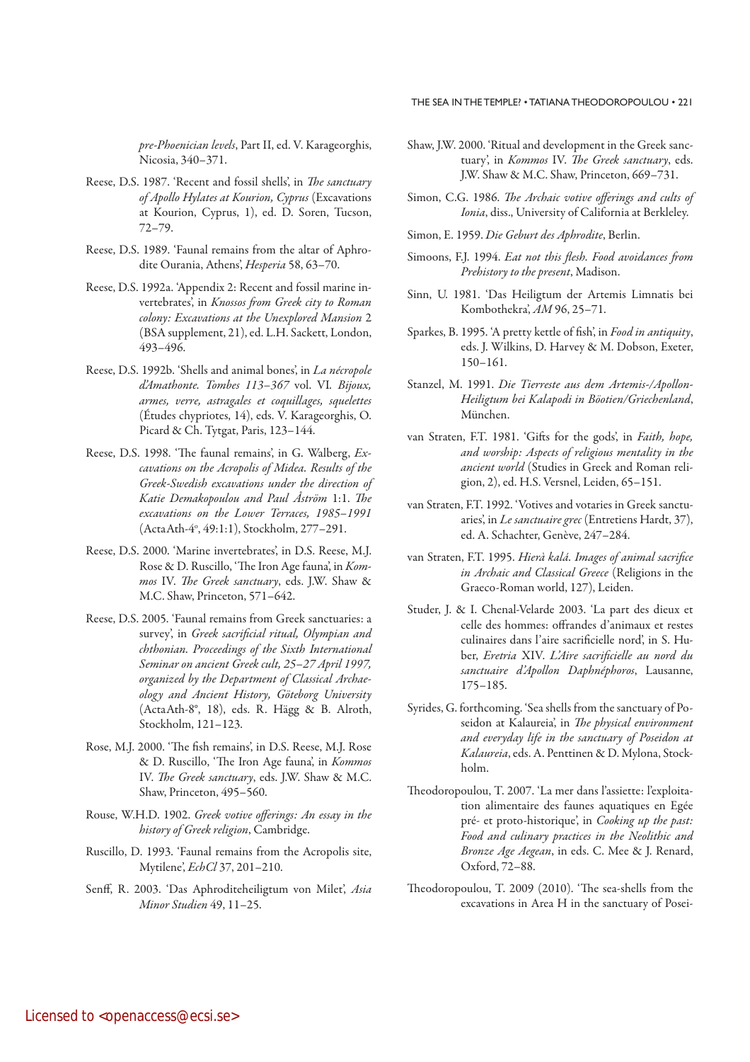*pre-Phoenician levels*, Part II, ed. V. Karageorghis, Nicosia, 340–371.

Reese, D.S. 1987. 'Recent and fossil shells', in *The sanctuary of Apollo Hylates at Kourion, Cyprus* (Excavations at Kourion, Cyprus, 1), ed. D. Soren, Tucson, 72–79.

Reese, D.S. 1989. 'Faunal remains from the altar of Aphrodite Ourania, Athens', *Hesperia* 58, 63–70.

Reese, D.S. 1992a. 'Appendix 2: Recent and fossil marine invertebrates', in *Knossos from Greek city to Roman colony: Excavations at the Unexplored Mansion* 2 (BSA supplement, 21), ed. L.H. Sackett, London, 493–496.

Reese, D.S. 1992b. 'Shells and animal bones', in *La nécropole d'Amathonte. Tombes 113–367* vol. VI. *Bijoux, armes, verre, astragales et coquillages, squelettes* (Études chypriotes, 14), eds. V. Karageorghis, O. Picard & Ch. Tytgat, Paris, 123–144.

Reese, D.S. 1998. 'The faunal remains', in G. Walberg, *Excavations on the Acropolis of Midea. Results of the Greek-Swedish excavations under the direction of Katie Demakopoulou and Paul Åström* 1:1. *The excavations on the Lower Terraces, 1985–1991* (ActaAth-4°, 49:1:1), Stockholm, 277–291.

Reese, D.S. 2000. 'Marine invertebrates', in D.S. Reese, M.J. Rose & D. Ruscillo, 'The Iron Age fauna', in *Kommos* IV. *The Greek sanctuary*, eds. J.W. Shaw & M.C. Shaw, Princeton, 571–642.

Reese, D.S. 2005. 'Faunal remains from Greek sanctuaries: a survey', in *Greek sacrificial ritual, Olympian and chthonian. Proceedings of the Sixth International Seminar on ancient Greek cult, 25–27 April 1997, organized by the Department of Classical Archaeology and Ancient History, Göteborg University* (ActaAth-8°, 18), eds. R. Hägg & B. Alroth, Stockholm, 121–123.

Rose, M.J. 2000. 'The fish remains', in D.S. Reese, M.J. Rose & D. Ruscillo, 'The Iron Age fauna', in *Kommos* IV. *The Greek sanctuary*, eds. J.W. Shaw & M.C. Shaw, Princeton, 495–560.

Rouse, W.H.D. 1902. *Greek votive offerings: An essay in the history of Greek religion*, Cambridge.

Ruscillo, D. 1993. 'Faunal remains from the Acropolis site, Mytilene', *EchCl* 37, 201–210.

Senff, R. 2003. 'Das Aphroditeheiligtum von Milet', *Asia Minor Studien* 49, 11–25.

Shaw, J.W. 2000. 'Ritual and development in the Greek sanctuary', in *Kommos* IV. *The Greek sanctuary*, eds. J.W. Shaw & M.C. Shaw, Princeton, 669–731.

Simon, C.G. 1986. *The Archaic votive offerings and cults of Ionia*, diss., University of California at Berkleley.

Simon, E. 1959. *Die Geburt des Aphrodite*, Berlin.

Simoons, F.J. 1994. *Eat not this flesh. Food avoidances from Prehistory to the present*, Madison.

Sinn, U. 1981. 'Das Heiligtum der Artemis Limnatis bei Kombothekra', *AM* 96, 25–71.

Sparkes, B. 1995. 'A pretty kettle of fish', in *Food in antiquity*, eds. J. Wilkins, D. Harvey & M. Dobson, Exeter, 150–161.

Stanzel, M. 1991. *Die Tierreste aus dem Artemis-/Apollon-Heiligtum bei Kalapodi in Böotien/Griechenland*, München.

van Straten, F.T. 1981. 'Gifts for the gods', in *Faith, hope, and worship: Aspects of religious mentality in the ancient world* (Studies in Greek and Roman religion, 2), ed. H.S. Versnel, Leiden, 65–151.

van Straten, F.T. 1992. 'Votives and votaries in Greek sanctuaries', in *Le sanctuaire grec* (Entretiens Hardt, 37), ed. A. Schachter, Genève, 247–284.

van Straten, F.T. 1995. *Hierà kalá. Images of animal sacrifice in Archaic and Classical Greece* (Religions in the Graeco-Roman world, 127), Leiden.

Studer, J. & I. Chenal-Velarde 2003. 'La part des dieux et celle des hommes: offrandes d'animaux et restes culinaires dans l'aire sacrificielle nord', in S. Huber, *Eretria* XIV. *L'Aire sacrificielle au nord du sanctuaire d'Apollon Daphnéphoros*, Lausanne, 175–185.

Syrides, G. forthcoming. 'Sea shells from the sanctuary of Poseidon at Kalaureia', in *The physical environment and everyday life in the sanctuary of Poseidon at Kalaureia*, eds. A. Penttinen & D. Mylona, Stockholm.

Theodoropoulou, T. 2007. 'La mer dans l'assiette: l'exploitation alimentaire des faunes aquatiques en Egée pré- et proto-historique', in *Cooking up the past: Food and culinary practices in the Neolithic and Bronze Age Aegean*, in eds. C. Mee & J. Renard, Oxford, 72–88.

Theodoropoulou, T. 2009 (2010). 'The sea-shells from the excavations in Area H in the sanctuary of Posei-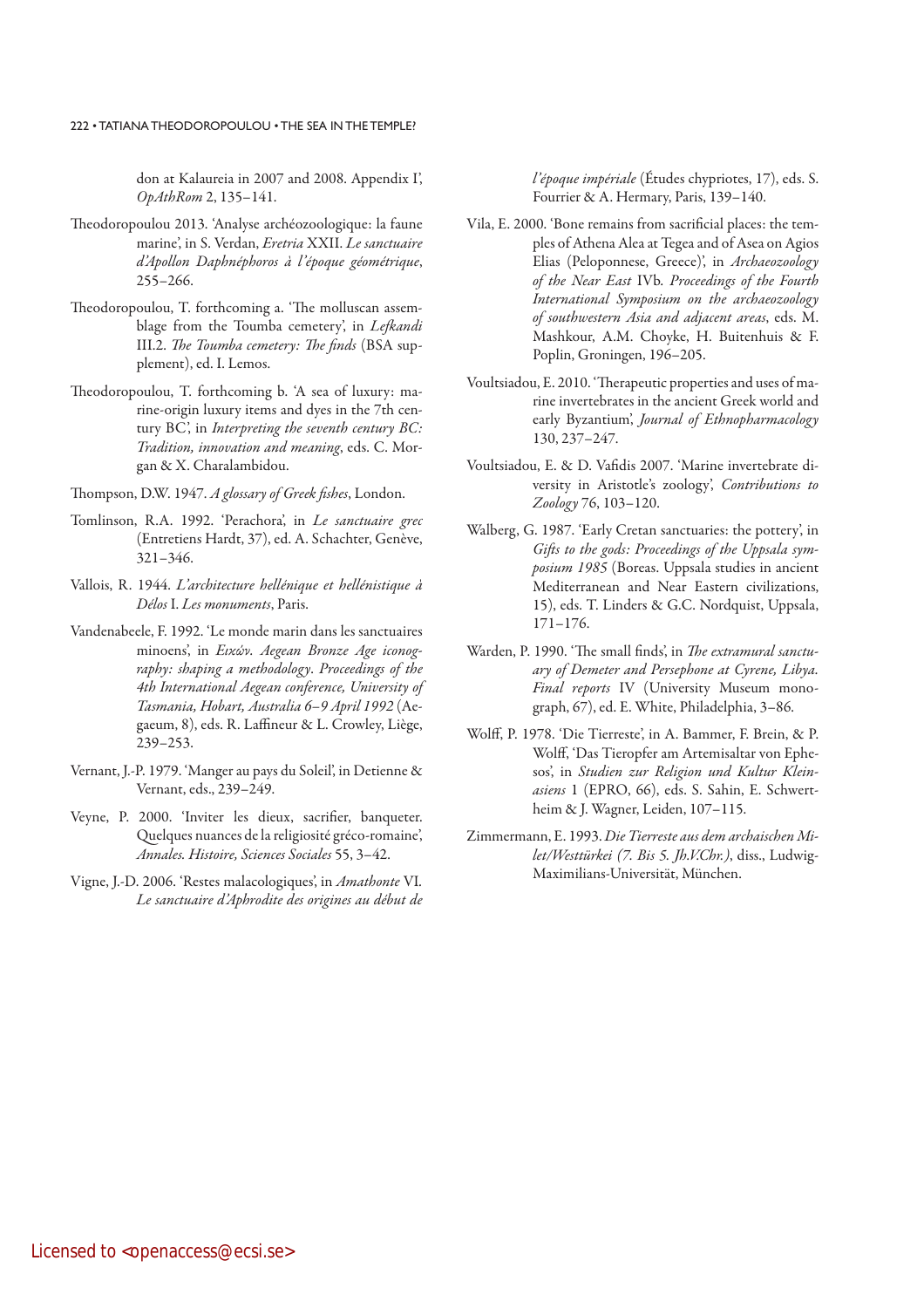don at Kalaureia in 2007 and 2008. Appendix I', *OpAthRom* 2, 135–141.

Theodoropoulou 2013. 'Analyse archéozoologique: la faune marine', in S. Verdan, *Eretria* XXII. *Le sanctuaire d'Apollon Daphnéphoros à l'époque géométrique*, 255–266.

Theodoropoulou, T. forthcoming a. 'The molluscan assemblage from the Toumba cemetery', in *Lefkandi* III.2. *The Toumba cemetery: The finds* (BSA supplement), ed. I. Lemos.

Theodoropoulou, T. forthcoming b. 'A sea of luxury: marine-origin luxury items and dyes in the 7th century BC', in *Interpreting the seventh century BC: Tradition, innovation and meaning*, eds. C. Morgan & X. Charalambidou.

Thompson, D.W. 1947. *A glossary of Greek fishes*, London.

Tomlinson, R.A. 1992. 'Perachora', in *Le sanctuaire grec* (Entretiens Hardt, 37), ed. A. Schachter, Genève, 321–346.

Vallois, R. 1944. *L'architecture hellénique et hellénistique à Délos* I. *Les monuments*, Paris.

Vandenabeele, F. 1992. 'Le monde marin dans les sanctuaires minoens', in *Εικών. Aegean Bronze Age iconography: shaping a methodology*. *Proceedings of the 4th International Aegean conference, University of Tasmania, Hobart, Australia 6–9 April 1992* (Aegaeum, 8), eds. R. Laffineur & L. Crowley, Liège, 239–253.

Vernant, J.-P. 1979. 'Manger au pays du Soleil', in Detienne & Vernant, eds., 239–249.

Veyne, P. 2000. 'Inviter les dieux, sacrifier, banqueter. Quelques nuances de la religiosité gréco-romaine', *Annales. Histoire, Sciences Sociales* 55, 3–42.

Vigne, J.-D. 2006. 'Restes malacologiques', in *Amathonte* VI. *Le sanctuaire d'Aphrodite des origines au début de l'époque impériale* (Études chypriotes, 17), eds. S. Fourrier & A. Hermary, Paris, 139–140.

Vila, E. 2000. 'Bone remains from sacrificial places: the temples of Athena Alea at Tegea and of Asea on Agios Elias (Peloponnese, Greece)', in *Archaeozoology of the Near East* IVb. *Proceedings of the Fourth International Symposium on the archaeozoology of southwestern Asia and adjacent areas*, eds. M. Mashkour, A.M. Choyke, H. Buitenhuis & F. Poplin, Groningen, 196–205.

Voultsiadou, E. 2010. 'Therapeutic properties and uses of marine invertebrates in the ancient Greek world and early Byzantium', *Journal of Ethnopharmacology* 130, 237–247.

Voultsiadou, E. & D. Vafidis 2007. 'Marine invertebrate diversity in Aristotle's zoology', *Contributions to Zoology* 76, 103–120.

Walberg, G. 1987. 'Early Cretan sanctuaries: the pottery', in *Gifts to the gods: Proceedings of the Uppsala symposium 1985* (Boreas. Uppsala studies in ancient Mediterranean and Near Eastern civilizations, 15), eds. T. Linders & G.C. Nordquist, Uppsala, 171–176.

Warden, P. 1990. 'The small finds', in *The extramural sanctuary of Demeter and Persephone at Cyrene, Libya. Final reports* IV (University Museum monograph, 67), ed. E. White, Philadelphia, 3–86.

Wolff, P. 1978. 'Die Tierreste', in A. Bammer, F. Brein, & P. Wolff, 'Das Tieropfer am Artemisaltar von Ephesos', in *Studien zur Religion und Kultur Kleinasiens* 1 (EPRO, 66), eds. S. Sahin, E. Schwertheim & J. Wagner, Leiden, 107–115.

Zimmermann, E. 1993. *Die Tierreste aus dem archaischen Milet/Westtürkei (7. Bis 5. Jh.V.Chr.)*, diss., Ludwig-Maximilians-Universität, München.